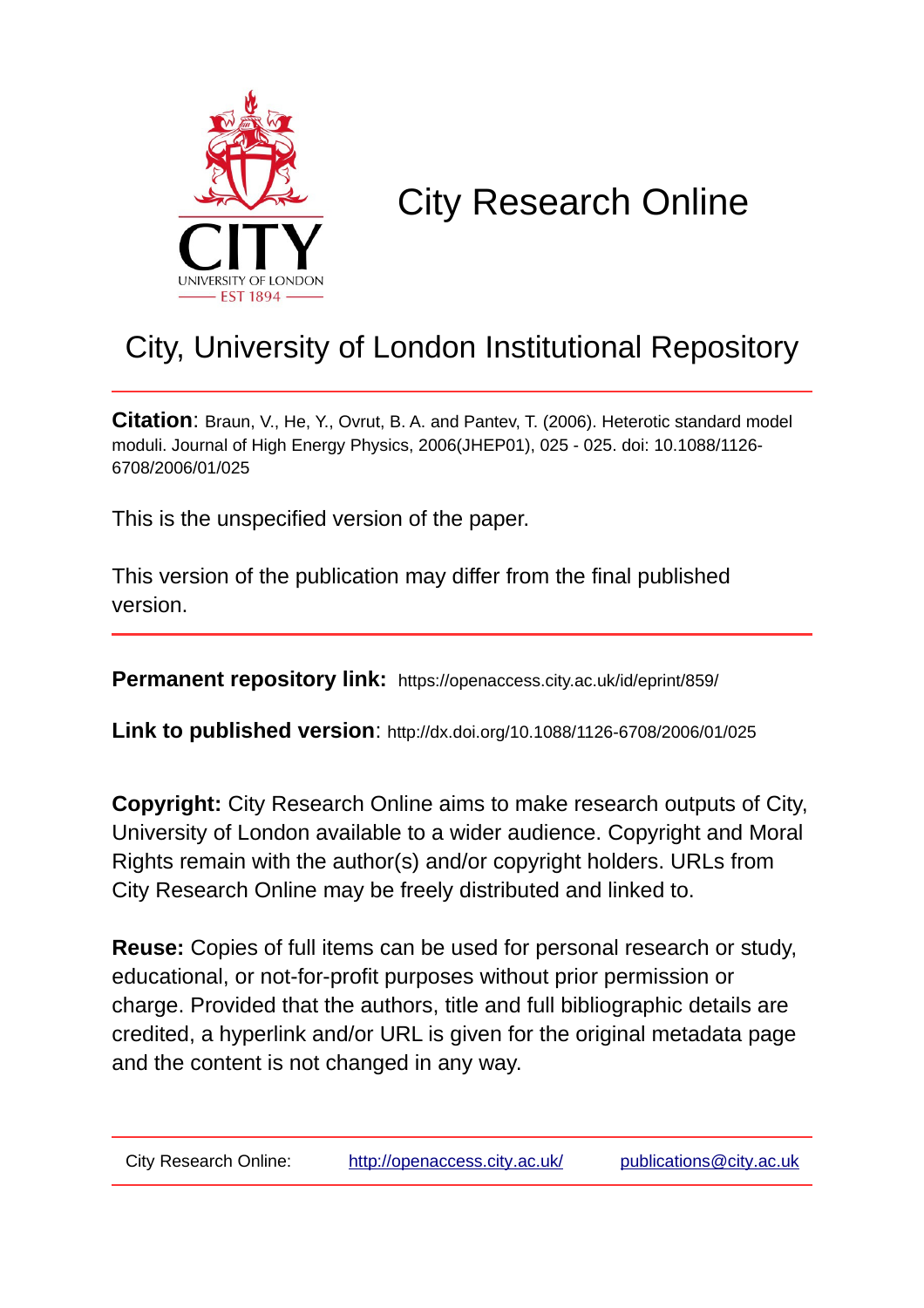# City Research Online

## City, University of London Institutional Repository

**Citation**: Braun, V., He, Y., Ovrut, B. A. and Pantev, T. (2006). Heterotic standard model moduli. Journal of High Energy Physics, 2006(JHEP01), 025 - 025. doi: 10.1088/1126-6708/2006/01/025

This is the unspecified version of the paper.

This version of the publication may differ from the final published version.

---

**Permanent repository link:** https://openaccess.city.ac.uk/id/eprint/859/

**Link to published version**: http://dx.doi.org/10.1088/1126-6708/2006/01/025

**Copyright:** City Research Online aims to make research outputs of City, University of London available to a wider audience. Copyright and Moral Rights remain with the author(s) and/or copyright holders. URLs from City Research Online may be freely distributed and linked to.

**Reuse:** Copies of full items can be used for personal research or study, educational, or not-for-profit purposes without prior permission or charge. Provided that the authors, title and full bibliographic details are credited, a hyperlink and/or URL is given for the original metadata page and the content is not changed in any way.

---

City Research Online: http://openaccess.city.ac.uk/ publications@city.ac.uk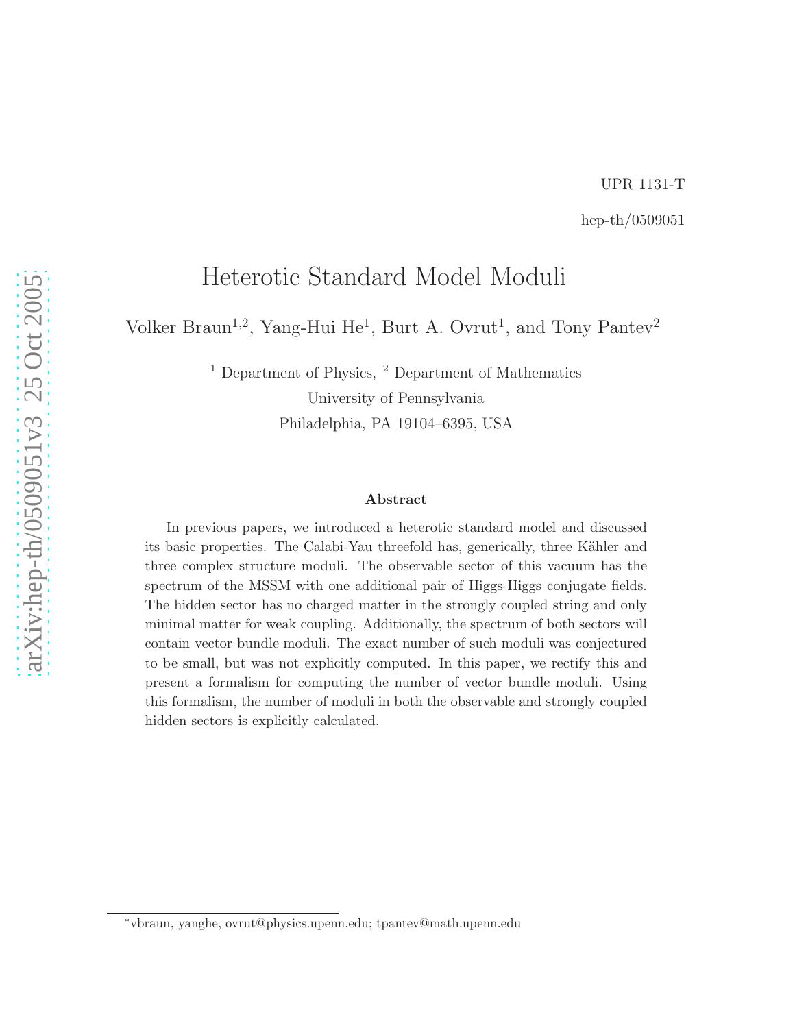UPR 1131-T

hep-th/0509051

# Heterotic Standard Model Moduli

Volker Braun[1,2], Yang-Hui He[1], Burt A. Ovrut[1], and Tony Pantev[2]

[1] Department of Physics, [2] Department of Mathematics

University of Pennsylvania

Philadelphia, PA 19104–6395, USA

### Abstract

In previous papers, we introduced a heterotic standard model and discussed its basic properties. The Calabi-Yau threefold has, generically, three Kähler and three complex structure moduli. The observable sector of this vacuum has the spectrum of the MSSM with one additional pair of Higgs-Higgs conjugate fields. The hidden sector has no charged matter in the strongly coupled string and only minimal matter for weak coupling. Additionally, the spectrum of both sectors will contain vector bundle moduli. The exact number of such moduli was conjectured to be small, but was not explicitly computed. In this paper, we rectify this and present a formalism for computing the number of vector bundle moduli. Using this formalism, the number of moduli in both the observable and strongly coupled hidden sectors is explicitly calculated.

*vbraun, yanghe, ovrut@physics.upenn.edu; tpantev@math.upenn.edu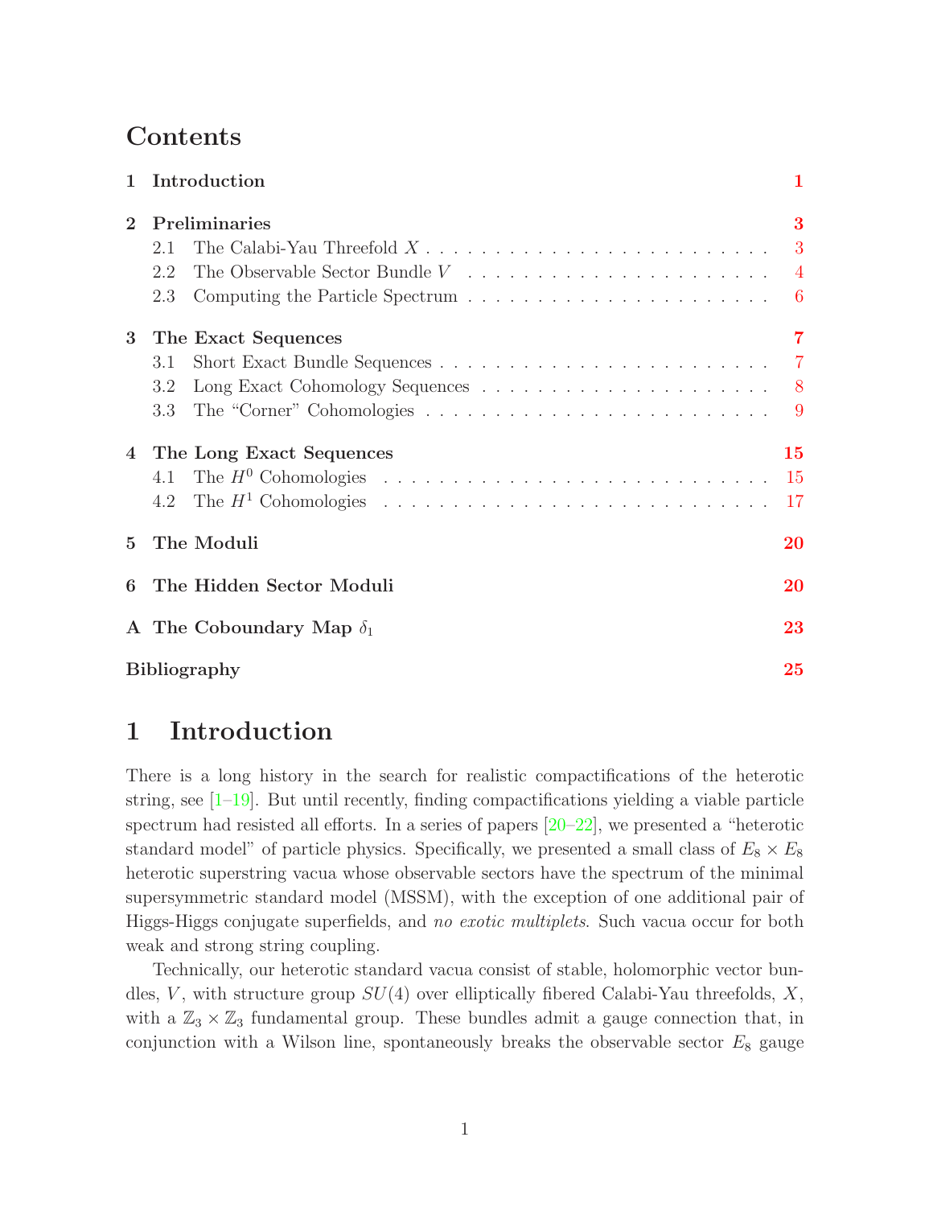# Contents

| | | |
|---|---|---|
| **1** | **Introduction** | **1** |
| **2** | **Preliminaries** | **3** |
| | 2.1 The Calabi-Yau Threefold $X$ | 3 |
| | 2.2 The Observable Sector Bundle $V$ | 4 |
| | 2.3 Computing the Particle Spectrum | 6 |
| **3** | **The Exact Sequences** | **7** |
| | 3.1 Short Exact Bundle Sequences | 7 |
| | 3.2 Long Exact Cohomology Sequences | 8 |
| | 3.3 The "Corner" Cohomologies | 9 |
| **4** | **The Long Exact Sequences** | **15** |
| | 4.1 The $H^0$ Cohomologies | 15 |
| | 4.2 The $H^1$ Cohomologies | 17 |
| **5** | **The Moduli** | **20** |
| **6** | **The Hidden Sector Moduli** | **20** |
| **A** | **The Coboundary Map $\delta_1$** | **23** |
| | **Bibliography** | **25** |

# 1 Introduction

There is a long history in the search for realistic compactifications of the heterotic string, see [1–19]. But until recently, finding compactifications yielding a viable particle spectrum had resisted all efforts. In a series of papers [20–22], we presented a "heterotic standard model" of particle physics. Specifically, we presented a small class of $E_8 \times E_8$ heterotic superstring vacua whose observable sectors have the spectrum of the minimal supersymmetric standard model (MSSM), with the exception of one additional pair of Higgs-Higgs conjugate superfields, and *no exotic multiplets*. Such vacua occur for both weak and strong string coupling.

Technically, our heterotic standard vacua consist of stable, holomorphic vector bundles, $V$, with structure group $SU(4)$ over elliptically fibered Calabi-Yau threefolds, $X$, with a $\mathbb{Z}_3 \times \mathbb{Z}_3$ fundamental group. These bundles admit a gauge connection that, in conjunction with a Wilson line, spontaneously breaks the observable sector $E_8$ gauge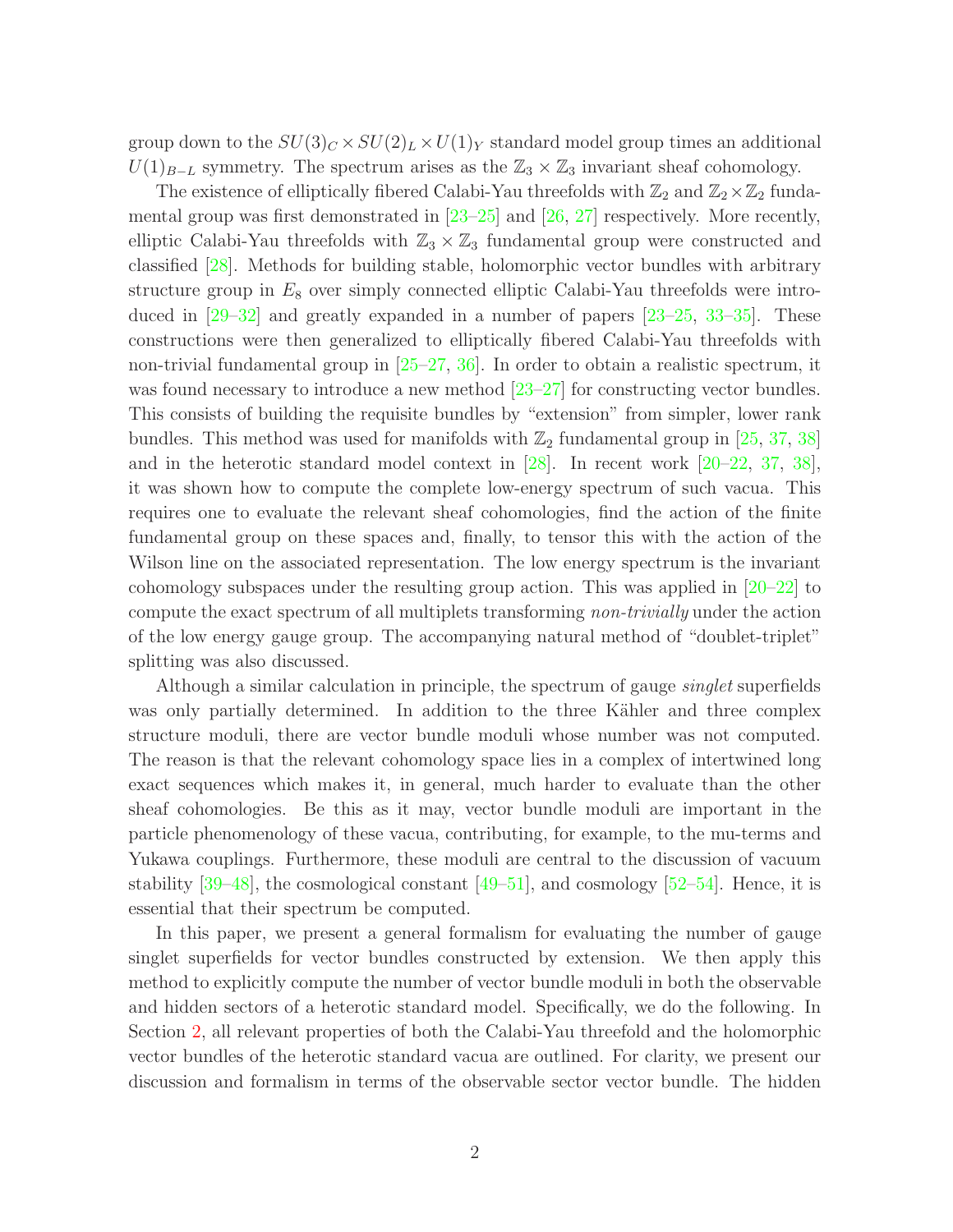group down to the $SU(3)_C \times SU(2)_L \times U(1)_Y$ standard model group times an additional $U(1)_{B-L}$ symmetry. The spectrum arises as the $\mathbb{Z}_3 \times \mathbb{Z}_3$ invariant sheaf cohomology.

The existence of elliptically fibered Calabi-Yau threefolds with $\mathbb{Z}_2$ and $\mathbb{Z}_2 \times \mathbb{Z}_2$ fundamental group was first demonstrated in [23–25] and [26, 27] respectively. More recently, elliptic Calabi-Yau threefolds with $\mathbb{Z}_3 \times \mathbb{Z}_3$ fundamental group were constructed and classified [28]. Methods for building stable, holomorphic vector bundles with arbitrary structure group in $E_8$ over simply connected elliptic Calabi-Yau threefolds were introduced in [29–32] and greatly expanded in a number of papers [23–25, 33–35]. These constructions were then generalized to elliptically fibered Calabi-Yau threefolds with non-trivial fundamental group in [25–27, 36]. In order to obtain a realistic spectrum, it was found necessary to introduce a new method [23–27] for constructing vector bundles. This consists of building the requisite bundles by "extension" from simpler, lower rank bundles. This method was used for manifolds with $\mathbb{Z}_2$ fundamental group in [25, 37, 38] and in the heterotic standard model context in [28]. In recent work [20–22, 37, 38], it was shown how to compute the complete low-energy spectrum of such vacua. This requires one to evaluate the relevant sheaf cohomologies, find the action of the finite fundamental group on these spaces and, finally, to tensor this with the action of the Wilson line on the associated representation. The low energy spectrum is the invariant cohomology subspaces under the resulting group action. This was applied in [20–22] to compute the exact spectrum of all multiplets transforming *non-trivially* under the action of the low energy gauge group. The accompanying natural method of "doublet-triplet" splitting was also discussed.

Although a similar calculation in principle, the spectrum of gauge *singlet* superfields was only partially determined. In addition to the three Kähler and three complex structure moduli, there are vector bundle moduli whose number was not computed. The reason is that the relevant cohomology space lies in a complex of intertwined long exact sequences which makes it, in general, much harder to evaluate than the other sheaf cohomologies. Be this as it may, vector bundle moduli are important in the particle phenomenology of these vacua, contributing, for example, to the mu-terms and Yukawa couplings. Furthermore, these moduli are central to the discussion of vacuum stability [39–48], the cosmological constant [49–51], and cosmology [52–54]. Hence, it is essential that their spectrum be computed.

In this paper, we present a general formalism for evaluating the number of gauge singlet superfields for vector bundles constructed by extension. We then apply this method to explicitly compute the number of vector bundle moduli in both the observable and hidden sectors of a heterotic standard model. Specifically, we do the following. In Section 2, all relevant properties of both the Calabi-Yau threefold and the holomorphic vector bundles of the heterotic standard vacua are outlined. For clarity, we present our discussion and formalism in terms of the observable sector vector bundle. The hidden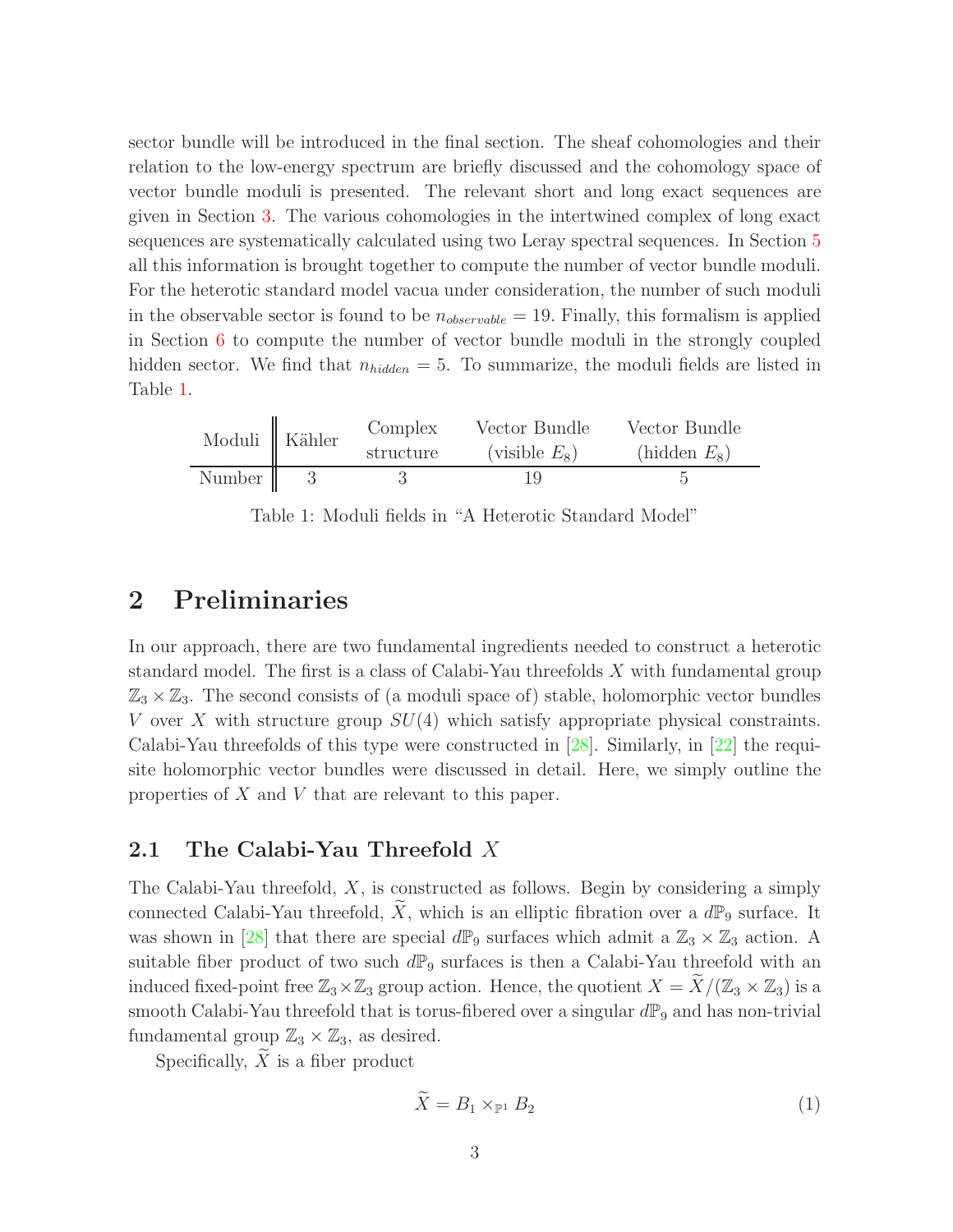sector bundle will be introduced in the final section. The sheaf cohomologies and their relation to the low-energy spectrum are briefly discussed and the cohomology space of vector bundle moduli is presented. The relevant short and long exact sequences are given in Section 3. The various cohomologies in the intertwined complex of long exact sequences are systematically calculated using two Leray spectral sequences. In Section 5 all this information is brought together to compute the number of vector bundle moduli. For the heterotic standard model vacua under consideration, the number of such moduli in the observable sector is found to be $n_{observable} = 19$. Finally, this formalism is applied in Section 6 to compute the number of vector bundle moduli in the strongly coupled hidden sector. We find that $n_{hidden} = 5$. To summarize, the moduli fields are listed in Table 1.

| Moduli | Kähler | Complex structure | Vector Bundle (visible $E_8$) | Vector Bundle (hidden $E_8$) |
|---|---|---|---|---|
| Number | 3 | 3 | 19 | 5 |

Table 1: Moduli fields in "A Heterotic Standard Model"

## 2 Preliminaries

In our approach, there are two fundamental ingredients needed to construct a heterotic standard model. The first is a class of Calabi-Yau threefolds $X$ with fundamental group $\mathbb{Z}_3 \times \mathbb{Z}_3$. The second consists of (a moduli space of) stable, holomorphic vector bundles $V$ over $X$ with structure group $SU(4)$ which satisfy appropriate physical constraints. Calabi-Yau threefolds of this type were constructed in [28]. Similarly, in [22] the requisite holomorphic vector bundles were discussed in detail. Here, we simply outline the properties of $X$ and $V$ that are relevant to this paper.

### 2.1 The Calabi-Yau Threefold $X$

The Calabi-Yau threefold, $X$, is constructed as follows. Begin by considering a simply connected Calabi-Yau threefold, $\widetilde{X}$, which is an elliptic fibration over a $d\mathbb{P}_9$ surface. It was shown in [28] that there are special $d\mathbb{P}_9$ surfaces which admit a $\mathbb{Z}_3 \times \mathbb{Z}_3$ action. A suitable fiber product of two such $d\mathbb{P}_9$ surfaces is then a Calabi-Yau threefold with an induced fixed-point free $\mathbb{Z}_3 \times \mathbb{Z}_3$ group action. Hence, the quotient $X = \widetilde{X}/(\mathbb{Z}_3 \times \mathbb{Z}_3)$ is a smooth Calabi-Yau threefold that is torus-fibered over a singular $d\mathbb{P}_9$ and has non-trivial fundamental group $\mathbb{Z}_3 \times \mathbb{Z}_3$, as desired.

Specifically, $\widetilde{X}$ is a fiber product

$$\widetilde{X} = B_1 \times_{\mathbb{P}^1} B_2 \tag{1}$$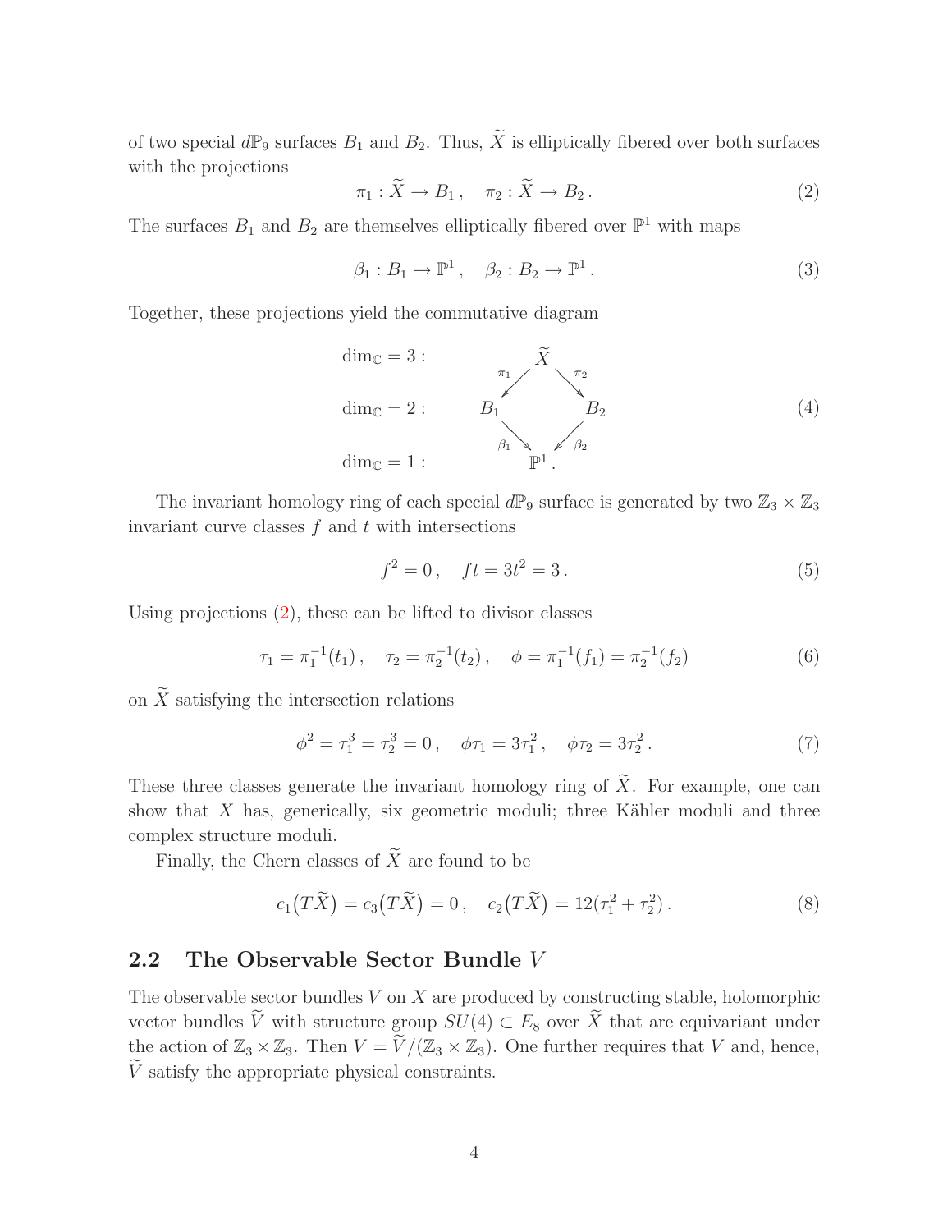of two special $d\mathbb{P}_9$ surfaces $B_1$ and $B_2$. Thus, $\widetilde{X}$ is elliptically fibered over both surfaces with the projections

$$\pi_1 : \widetilde{X} \to B_1 \,, \quad \pi_2 : \widetilde{X} \to B_2 \,. \tag{2}$$

The surfaces $B_1$ and $B_2$ are themselves elliptically fibered over $\mathbb{P}^1$ with maps

$$\beta_1 : B_1 \to \mathbb{P}^1 \,, \quad \beta_2 : B_2 \to \mathbb{P}^1 \,. \tag{3}$$

Together, these projections yield the commutative diagram

$$\begin{array}{lccccc}
\dim_{\mathbb{C}} = 3 : & & & \widetilde{X} & & \\
& & \overset{\pi_1}{\swarrow} & & \overset{\pi_2}{\searrow} & \\
\dim_{\mathbb{C}} = 2 : & B_1 & & & & B_2 \\
& & \underset{\beta_1}{\searrow} & & \underset{\beta_2}{\swarrow} & \\
\dim_{\mathbb{C}} = 1 : & & & \mathbb{P}^1 \,. & &
\end{array} \tag{4}$$

The invariant homology ring of each special $d\mathbb{P}_9$ surface is generated by two $\mathbb{Z}_3 \times \mathbb{Z}_3$ invariant curve classes $f$ and $t$ with intersections

$$f^2 = 0 \,, \quad ft = 3t^2 = 3 \,. \tag{5}$$

Using projections (2), these can be lifted to divisor classes

$$\tau_1 = \pi_1^{-1}(t_1) \,, \quad \tau_2 = \pi_2^{-1}(t_2) \,, \quad \phi = \pi_1^{-1}(f_1) = \pi_2^{-1}(f_2) \tag{6}$$

on $\widetilde{X}$ satisfying the intersection relations

$$\phi^2 = \tau_1^3 = \tau_2^3 = 0 \,, \quad \phi\tau_1 = 3\tau_1^2 \,, \quad \phi\tau_2 = 3\tau_2^2 \,. \tag{7}$$

These three classes generate the invariant homology ring of $\widetilde{X}$. For example, one can show that $X$ has, generically, six geometric moduli; three Kähler moduli and three complex structure moduli.

Finally, the Chern classes of $\widetilde{X}$ are found to be

$$c_1\big(T\widetilde{X}\big) = c_3\big(T\widetilde{X}\big) = 0 \,, \quad c_2\big(T\widetilde{X}\big) = 12(\tau_1^2 + \tau_2^2) \,. \tag{8}$$

## 2.2 The Observable Sector Bundle $V$

The observable sector bundles $V$ on $X$ are produced by constructing stable, holomorphic vector bundles $\widetilde{V}$ with structure group $SU(4) \subset E_8$ over $\widetilde{X}$ that are equivariant under the action of $\mathbb{Z}_3 \times \mathbb{Z}_3$. Then $V = \widetilde{V}/(\mathbb{Z}_3 \times \mathbb{Z}_3)$. One further requires that $V$ and, hence, $\widetilde{V}$ satisfy the appropriate physical constraints.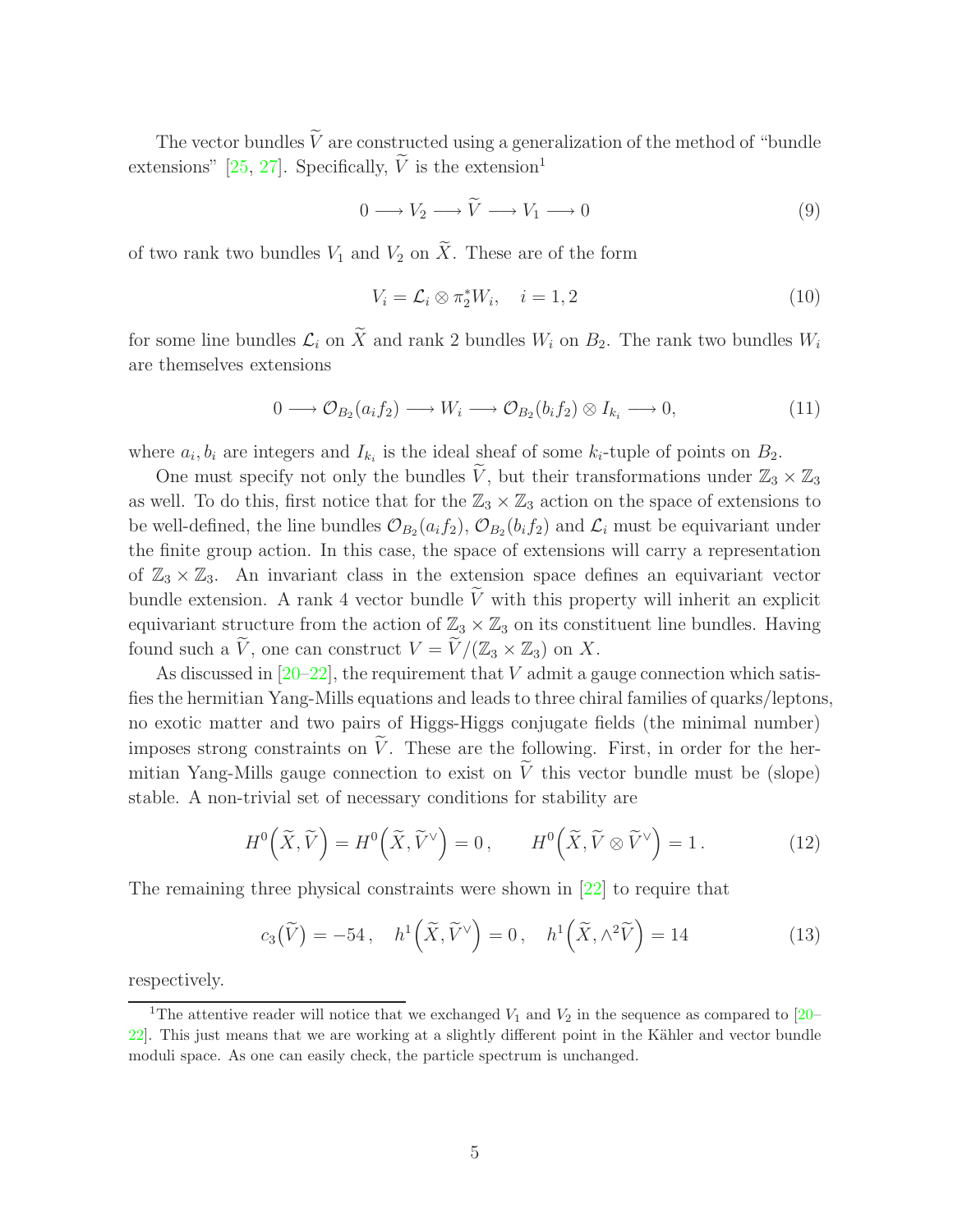The vector bundles $\widetilde{V}$ are constructed using a generalization of the method of "bundle extensions" [25, 27]. Specifically, $\widetilde{V}$ is the extension[1]

$$0 \longrightarrow V_2 \longrightarrow \widetilde{V} \longrightarrow V_1 \longrightarrow 0 \tag{9}$$

of two rank two bundles $V_1$ and $V_2$ on $\widetilde{X}$. These are of the form

$$V_i = \mathcal{L}_i \otimes \pi_2^* W_i, \quad i = 1, 2 \tag{10}$$

for some line bundles $\mathcal{L}_i$ on $\widetilde{X}$ and rank 2 bundles $W_i$ on $B_2$. The rank two bundles $W_i$ are themselves extensions

$$0 \longrightarrow \mathcal{O}_{B_2}(a_i f_2) \longrightarrow W_i \longrightarrow \mathcal{O}_{B_2}(b_i f_2) \otimes I_{k_i} \longrightarrow 0, \tag{11}$$

where $a_i, b_i$ are integers and $I_{k_i}$ is the ideal sheaf of some $k_i$-tuple of points on $B_2$.

One must specify not only the bundles $\widetilde{V}$, but their transformations under $\mathbb{Z}_3 \times \mathbb{Z}_3$ as well. To do this, first notice that for the $\mathbb{Z}_3 \times \mathbb{Z}_3$ action on the space of extensions to be well-defined, the line bundles $\mathcal{O}_{B_2}(a_i f_2)$, $\mathcal{O}_{B_2}(b_i f_2)$ and $\mathcal{L}_i$ must be equivariant under the finite group action. In this case, the space of extensions will carry a representation of $\mathbb{Z}_3 \times \mathbb{Z}_3$. An invariant class in the extension space defines an equivariant vector bundle extension. A rank 4 vector bundle $\widetilde{V}$ with this property will inherit an explicit equivariant structure from the action of $\mathbb{Z}_3 \times \mathbb{Z}_3$ on its constituent line bundles. Having found such a $\widetilde{V}$, one can construct $V = \widetilde{V}/(\mathbb{Z}_3 \times \mathbb{Z}_3)$ on $X$.

As discussed in [20–22], the requirement that $V$ admit a gauge connection which satisfies the hermitian Yang-Mills equations and leads to three chiral families of quarks/leptons, no exotic matter and two pairs of Higgs-Higgs conjugate fields (the minimal number) imposes strong constraints on $\widetilde{V}$. These are the following. First, in order for the hermitian Yang-Mills gauge connection to exist on $\widetilde{V}$ this vector bundle must be (slope) stable. A non-trivial set of necessary conditions for stability are

$$H^0\Big(\widetilde{X}, \widetilde{V}\Big) = H^0\Big(\widetilde{X}, \widetilde{V}^\vee\Big) = 0\,, \qquad H^0\Big(\widetilde{X}, \widetilde{V} \otimes \widetilde{V}^\vee\Big) = 1\,. \tag{12}$$

The remaining three physical constraints were shown in [22] to require that

$$c_3\big(\widetilde{V}\big) = -54\,, \quad h^1\Big(\widetilde{X}, \widetilde{V}^\vee\Big) = 0\,, \quad h^1\Big(\widetilde{X}, \wedge^2 \widetilde{V}\Big) = 14 \tag{13}$$

respectively.

[1] The attentive reader will notice that we exchanged $V_1$ and $V_2$ in the sequence as compared to [20–22]. This just means that we are working at a slightly different point in the Kähler and vector bundle moduli space. As one can easily check, the particle spectrum is unchanged.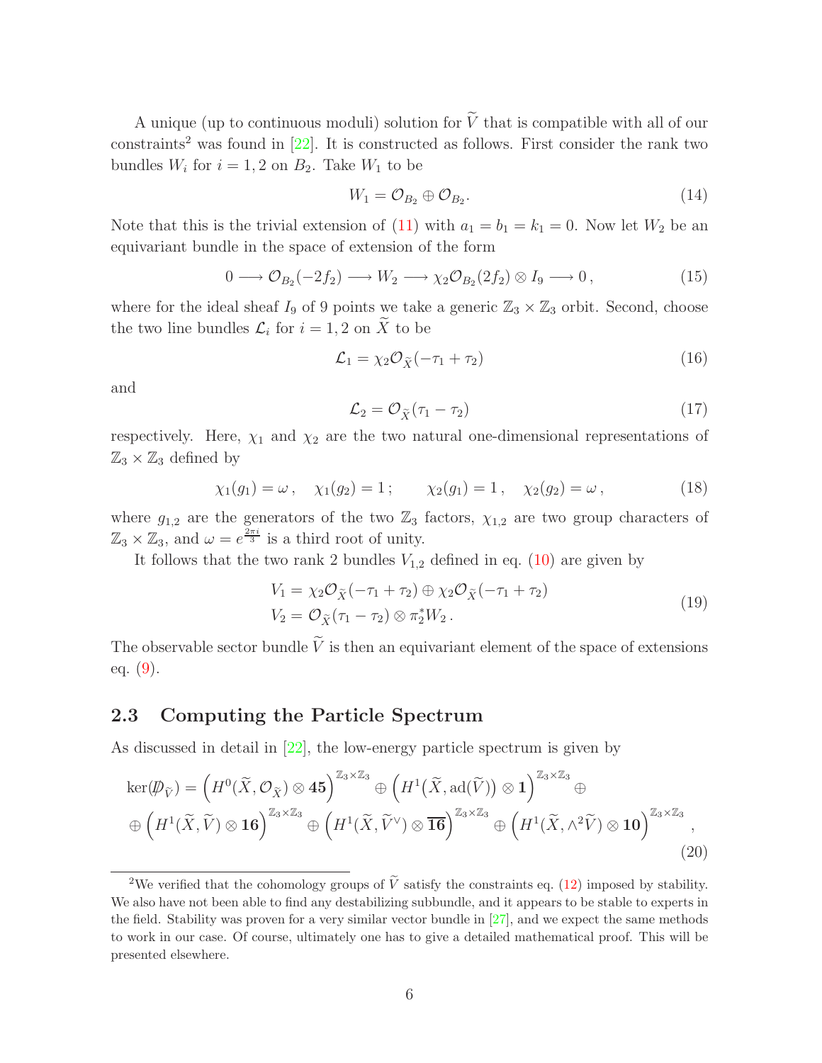A unique (up to continuous moduli) solution for $\widetilde{V}$ that is compatible with all of our constraints[2] was found in [22]. It is constructed as follows. First consider the rank two bundles $W_i$ for $i = 1, 2$ on $B_2$. Take $W_1$ to be

$$W_1 = \mathcal{O}_{B_2} \oplus \mathcal{O}_{B_2}. \tag{14}$$

Note that this is the trivial extension of (11) with $a_1 = b_1 = k_1 = 0$. Now let $W_2$ be an equivariant bundle in the space of extension of the form

$$0 \longrightarrow \mathcal{O}_{B_2}(-2f_2) \longrightarrow W_2 \longrightarrow \chi_2 \mathcal{O}_{B_2}(2f_2) \otimes I_9 \longrightarrow 0\,, \tag{15}$$

where for the ideal sheaf $I_9$ of 9 points we take a generic $\mathbb{Z}_3 \times \mathbb{Z}_3$ orbit. Second, choose the two line bundles $\mathcal{L}_i$ for $i = 1, 2$ on $\widetilde{X}$ to be

$$\mathcal{L}_1 = \chi_2 \mathcal{O}_{\widetilde{X}}(-\tau_1 + \tau_2) \tag{16}$$

and

$$\mathcal{L}_2 = \mathcal{O}_{\widetilde{X}}(\tau_1 - \tau_2) \tag{17}$$

respectively. Here, $\chi_1$ and $\chi_2$ are the two natural one-dimensional representations of $\mathbb{Z}_3 \times \mathbb{Z}_3$ defined by

$$\chi_1(g_1) = \omega\,, \quad \chi_1(g_2) = 1\,; \qquad \chi_2(g_1) = 1\,, \quad \chi_2(g_2) = \omega\,, \tag{18}$$

where $g_{1,2}$ are the generators of the two $\mathbb{Z}_3$ factors, $\chi_{1,2}$ are two group characters of $\mathbb{Z}_3 \times \mathbb{Z}_3$, and $\omega = e^{\frac{2\pi i}{3}}$ is a third root of unity.

It follows that the two rank 2 bundles $V_{1,2}$ defined in eq. (10) are given by

$$\begin{aligned} V_1 &= \chi_2 \mathcal{O}_{\widetilde{X}}(-\tau_1 + \tau_2) \oplus \chi_2 \mathcal{O}_{\widetilde{X}}(-\tau_1 + \tau_2) \\ V_2 &= \mathcal{O}_{\widetilde{X}}(\tau_1 - \tau_2) \otimes \pi_2^* W_2\,. \end{aligned} \tag{19}$$

The observable sector bundle $\widetilde{V}$ is then an equivariant element of the space of extensions eq. (9).

### 2.3 Computing the Particle Spectrum

As discussed in detail in [22], the low-energy particle spectrum is given by

$$\begin{aligned} \ker(\not{D}_{\widetilde{V}}) = &\Big(H^0(\widetilde{X}, \mathcal{O}_{\widetilde{X}}) \otimes \mathbf{45}\Big)^{\mathbb{Z}_3 \times \mathbb{Z}_3} \oplus \Big(H^1\big(\widetilde{X}, \mathrm{ad}(\widetilde{V})\big) \otimes \mathbf{1}\Big)^{\mathbb{Z}_3 \times \mathbb{Z}_3} \oplus \\ \oplus &\Big(H^1(\widetilde{X}, \widetilde{V}) \otimes \mathbf{16}\Big)^{\mathbb{Z}_3 \times \mathbb{Z}_3} \oplus \Big(H^1(\widetilde{X}, \widetilde{V}^\vee) \otimes \overline{\mathbf{16}}\Big)^{\mathbb{Z}_3 \times \mathbb{Z}_3} \oplus \Big(H^1(\widetilde{X}, \wedge^2 \widetilde{V}) \otimes \mathbf{10}\Big)^{\mathbb{Z}_3 \times \mathbb{Z}_3}\,, \end{aligned} \tag{20}$$

---

[2] We verified that the cohomology groups of $\widetilde{V}$ satisfy the constraints eq. (12) imposed by stability. We also have not been able to find any destabilizing subbundle, and it appears to be stable to experts in the field. Stability was proven for a very similar vector bundle in [27], and we expect the same methods to work in our case. Of course, ultimately one has to give a detailed mathematical proof. This will be presented elsewhere.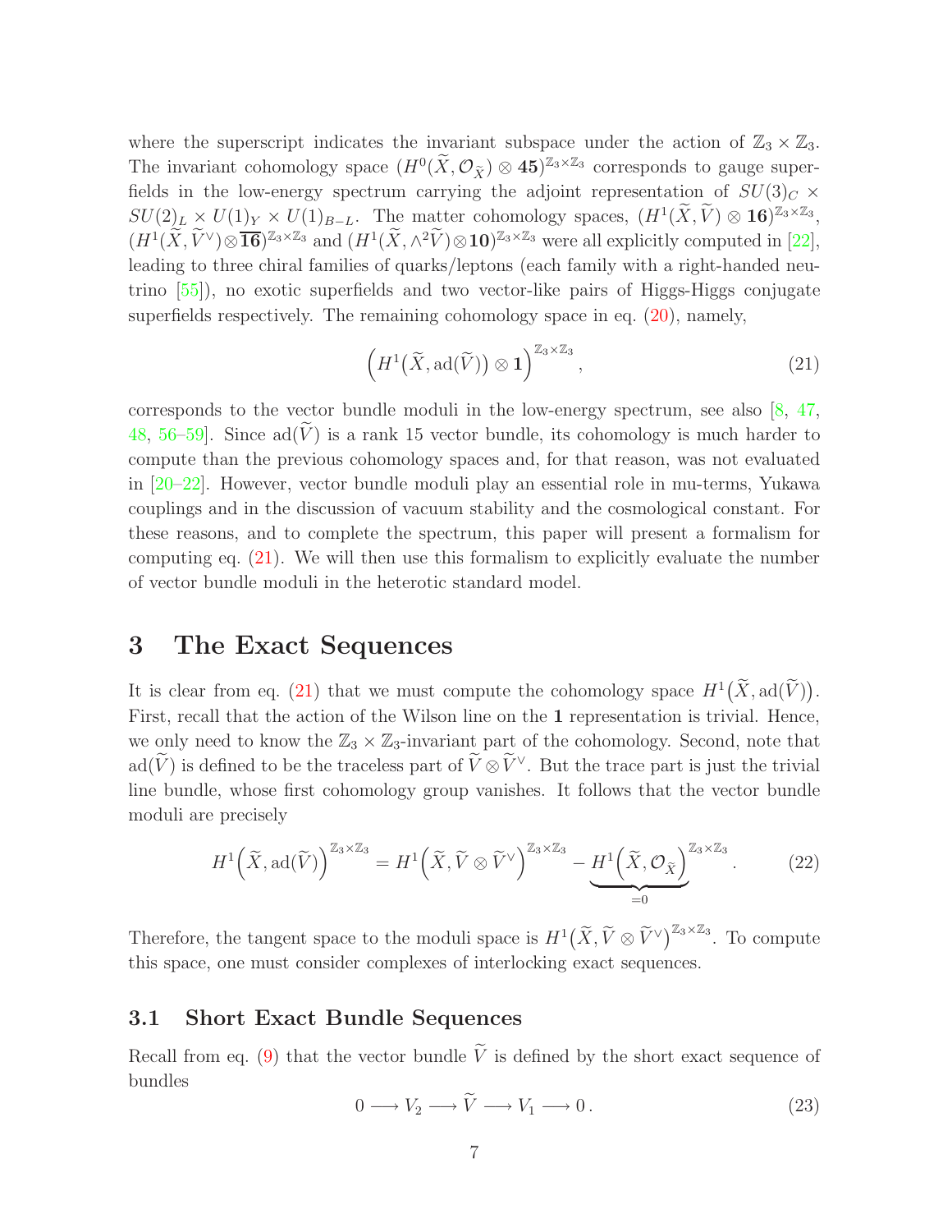where the superscript indicates the invariant subspace under the action of $\mathbb{Z}_3 \times \mathbb{Z}_3$. The invariant cohomology space $(H^0(\widetilde{X}, \mathcal{O}_{\widetilde{X}}) \otimes \mathbf{45})^{\mathbb{Z}_3 \times \mathbb{Z}_3}$ corresponds to gauge superfields in the low-energy spectrum carrying the adjoint representation of $SU(3)_C \times SU(2)_L \times U(1)_Y \times U(1)_{B-L}$. The matter cohomology spaces, $(H^1(\widetilde{X}, \widetilde{V}) \otimes \mathbf{16})^{\mathbb{Z}_3 \times \mathbb{Z}_3}$, $(H^1(\widetilde{X}, \widetilde{V}^\vee) \otimes \overline{\mathbf{16}})^{\mathbb{Z}_3 \times \mathbb{Z}_3}$ and $(H^1(\widetilde{X}, \wedge^2 \widetilde{V}) \otimes \mathbf{10})^{\mathbb{Z}_3 \times \mathbb{Z}_3}$ were all explicitly computed in [22], leading to three chiral families of quarks/leptons (each family with a right-handed neutrino [55]), no exotic superfields and two vector-like pairs of Higgs-Higgs conjugate superfields respectively. The remaining cohomology space in eq. (20), namely,

$$\Big( H^1\big(\widetilde{X}, \mathrm{ad}(\widetilde{V})\big) \otimes \mathbf{1} \Big)^{\mathbb{Z}_3 \times \mathbb{Z}_3}, \tag{21}$$

corresponds to the vector bundle moduli in the low-energy spectrum, see also [8, 47, 48, 56–59]. Since $\mathrm{ad}(\widetilde{V})$ is a rank 15 vector bundle, its cohomology is much harder to compute than the previous cohomology spaces and, for that reason, was not evaluated in [20–22]. However, vector bundle moduli play an essential role in mu-terms, Yukawa couplings and in the discussion of vacuum stability and the cosmological constant. For these reasons, and to complete the spectrum, this paper will present a formalism for computing eq. (21). We will then use this formalism to explicitly evaluate the number of vector bundle moduli in the heterotic standard model.

# 3 The Exact Sequences

It is clear from eq. (21) that we must compute the cohomology space $H^1\big(\widetilde{X}, \mathrm{ad}(\widetilde{V})\big)$. First, recall that the action of the Wilson line on the $\mathbf{1}$ representation is trivial. Hence, we only need to know the $\mathbb{Z}_3 \times \mathbb{Z}_3$-invariant part of the cohomology. Second, note that $\mathrm{ad}(\widetilde{V})$ is defined to be the traceless part of $\widetilde{V} \otimes \widetilde{V}^\vee$. But the trace part is just the trivial line bundle, whose first cohomology group vanishes. It follows that the vector bundle moduli are precisely

$$H^1\Big(\widetilde{X}, \mathrm{ad}(\widetilde{V})\Big)^{\mathbb{Z}_3 \times \mathbb{Z}_3} = H^1\Big(\widetilde{X}, \widetilde{V} \otimes \widetilde{V}^\vee\Big)^{\mathbb{Z}_3 \times \mathbb{Z}_3} - \underbrace{H^1\Big(\widetilde{X}, \mathcal{O}_{\widetilde{X}}\Big)}_{=0}{}^{\mathbb{Z}_3 \times \mathbb{Z}_3}. \tag{22}$$

Therefore, the tangent space to the moduli space is $H^1\big(\widetilde{X}, \widetilde{V} \otimes \widetilde{V}^\vee\big)^{\mathbb{Z}_3 \times \mathbb{Z}_3}$. To compute this space, one must consider complexes of interlocking exact sequences.

## 3.1 Short Exact Bundle Sequences

Recall from eq. (9) that the vector bundle $\widetilde{V}$ is defined by the short exact sequence of bundles

$$0 \longrightarrow V_2 \longrightarrow \widetilde{V} \longrightarrow V_1 \longrightarrow 0\,. \tag{23}$$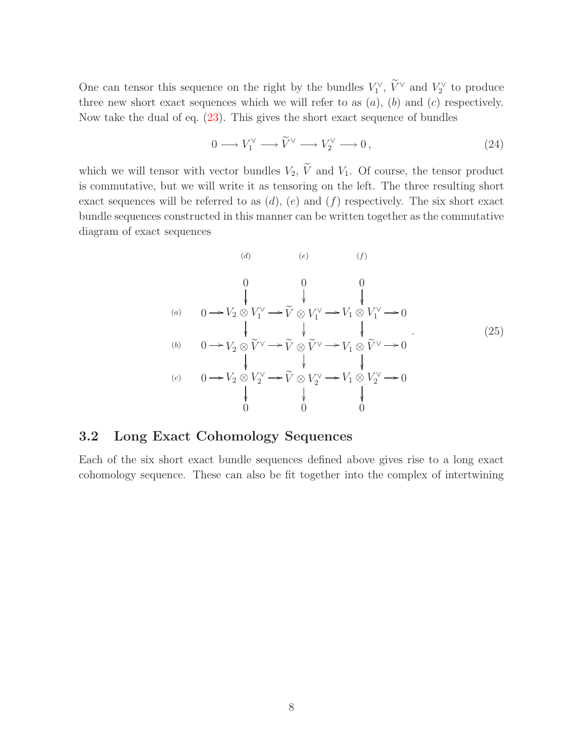One can tensor this sequence on the right by the bundles $V_1^\vee$, $\widetilde{V}^\vee$ and $V_2^\vee$ to produce three new short exact sequences which we will refer to as $(a)$, $(b)$ and $(c)$ respectively. Now take the dual of eq. (23). This gives the short exact sequence of bundles

$$0 \longrightarrow V_1^\vee \longrightarrow \widetilde{V}^\vee \longrightarrow V_2^\vee \longrightarrow 0\,, \tag{24}$$

which we will tensor with vector bundles $V_2$, $\widetilde{V}$ and $V_1$. Of course, the tensor product is commutative, but we will write it as tensoring on the left. The three resulting short exact sequences will be referred to as $(d)$, $(e)$ and $(f)$ respectively. The six short exact bundle sequences constructed in this manner can be written together as the commutative diagram of exact sequences

$$\begin{array}{ccccccccc}
 & & (d) & & (e) & & (f) & & \\
 & & 0 & & 0 & & 0 & & \\
 & & \downarrow & & \downarrow & & \downarrow & & \\
(a) \quad 0 & \longrightarrow & V_2 \otimes V_1^\vee & \longrightarrow & \widetilde{V} \otimes V_1^\vee & \longrightarrow & V_1 \otimes V_1^\vee & \longrightarrow & 0 \\
 & & \downarrow & & \downarrow & & \downarrow & & \\
(b) \quad 0 & \longrightarrow & V_2 \otimes \widetilde{V}^\vee & \longrightarrow & \widetilde{V} \otimes \widetilde{V}^\vee & \longrightarrow & V_1 \otimes \widetilde{V}^\vee & \longrightarrow & 0 \\
 & & \downarrow & & \downarrow & & \downarrow & & \\
(c) \quad 0 & \longrightarrow & V_2 \otimes V_2^\vee & \longrightarrow & \widetilde{V} \otimes V_2^\vee & \longrightarrow & V_1 \otimes V_2^\vee & \longrightarrow & 0 \\
 & & \downarrow & & \downarrow & & \downarrow & & \\
 & & 0 & & 0 & & 0 & &
\end{array} \,. \tag{25}$$

## 3.2 Long Exact Cohomology Sequences

Each of the six short exact bundle sequences defined above gives rise to a long exact cohomology sequence. These can also be fit together into the complex of intertwining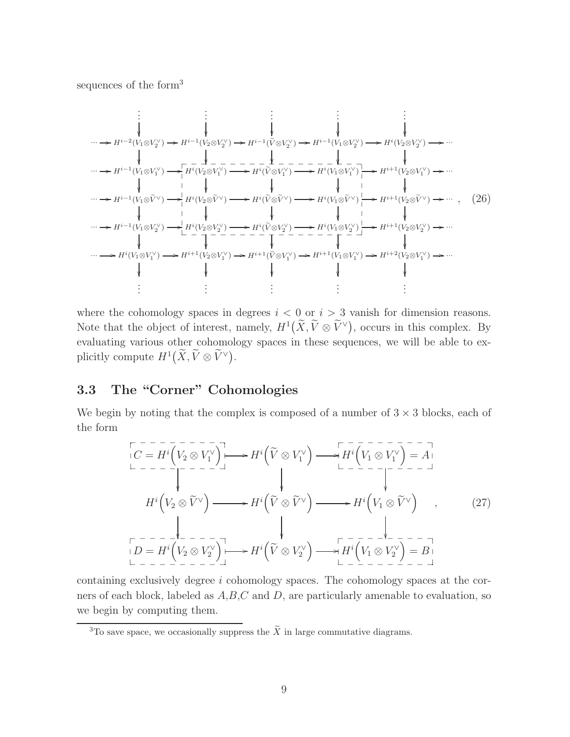sequences of the form[3]

$$
\begin{array}{ccccccccccc}
 & & \vdots & & \vdots & & \vdots & & \vdots & & \vdots \\
 & & \downarrow & & \downarrow & & \downarrow & & \downarrow & & \downarrow \\
\cdots \to & & H^{i-2}(V_1\otimes V_2^\vee) & \to & H^{i-1}(V_2\otimes V_2^\vee) & \to & H^{i-1}(\widetilde{V}\otimes V_2^\vee) & \to & H^{i-1}(V_1\otimes V_2^\vee) & \to & H^{i}(V_2\otimes V_2^\vee) & \to \cdots \\
 & & \downarrow & & \downarrow & & \downarrow & & \downarrow & & \downarrow \\
\cdots \to & & H^{i-1}(V_1\otimes V_1^\vee) & \to & H^{i}(V_2\otimes V_1^\vee) & \to & H^{i}(\widetilde{V}\otimes V_1^\vee) & \to & H^{i}(V_1\otimes V_1^\vee) & \to & H^{i+1}(V_2\otimes V_1^\vee) & \to \cdots \\
 & & \downarrow & & \downarrow & & \downarrow & & \downarrow & & \downarrow \\
\cdots \to & & H^{i-1}(V_1\otimes \widetilde{V}^\vee) & \to & H^{i}(V_2\otimes \widetilde{V}^\vee) & \to & H^{i}(\widetilde{V}\otimes \widetilde{V}^\vee) & \to & H^{i}(V_1\otimes \widetilde{V}^\vee) & \to & H^{i+1}(V_2\otimes \widetilde{V}^\vee) & \to \cdots \\
 & & \downarrow & & \downarrow & & \downarrow & & \downarrow & & \downarrow \\
\cdots \to & & H^{i-1}(V_1\otimes V_2^\vee) & \to & H^{i}(V_2\otimes V_2^\vee) & \to & H^{i}(\widetilde{V}\otimes V_2^\vee) & \to & H^{i}(V_1\otimes V_2^\vee) & \to & H^{i+1}(V_2\otimes V_2^\vee) & \to \cdots \\
 & & \downarrow & & \downarrow & & \downarrow & & \downarrow & & \downarrow \\
\cdots \to & & H^{i}(V_1\otimes V_1^\vee) & \to & H^{i+1}(V_2\otimes V_1^\vee) & \to & H^{i+1}(\widetilde{V}\otimes V_1^\vee) & \to & H^{i+1}(V_1\otimes V_1^\vee) & \to & H^{i+2}(V_2\otimes V_1^\vee) & \to \cdots \\
 & & \downarrow & & \downarrow & & \downarrow & & \downarrow & & \downarrow \\
 & & \vdots & & \vdots & & \vdots & & \vdots & & \vdots
\end{array}
\quad , \tag{26}
$$

where the cohomology spaces in degrees $i < 0$ or $i > 3$ vanish for dimension reasons. Note that the object of interest, namely, $H^1\big(\widetilde{X}, \widetilde{V} \otimes \widetilde{V}^\vee\big)$, occurs in this complex. By evaluating various other cohomology spaces in these sequences, we will be able to explicitly compute $H^1\big(\widetilde{X}, \widetilde{V} \otimes \widetilde{V}^\vee\big)$.

## 3.3 The "Corner" Cohomologies

We begin by noting that the complex is composed of a number of $3 \times 3$ blocks, each of the form

$$
\begin{array}{ccccc}
C = H^i\Big(V_2 \otimes V_1^\vee\Big) & \longrightarrow & H^i\Big(\widetilde{V} \otimes V_1^\vee\Big) & \longrightarrow & H^i\Big(V_1 \otimes V_1^\vee\Big) = A \\
\downarrow & & \downarrow & & \downarrow \\
H^i\Big(V_2 \otimes \widetilde{V}^\vee\Big) & \longrightarrow & H^i\Big(\widetilde{V} \otimes \widetilde{V}^\vee\Big) & \longrightarrow & H^i\Big(V_1 \otimes \widetilde{V}^\vee\Big) \\
\downarrow & & \downarrow & & \downarrow \\
D = H^i\Big(V_2 \otimes V_2^\vee\Big) & \longrightarrow & H^i\Big(\widetilde{V} \otimes V_2^\vee\Big) & \longrightarrow & H^i\Big(V_1 \otimes V_2^\vee\Big) = B
\end{array}
\quad , \tag{27}
$$

containing exclusively degree $i$ cohomology spaces. The cohomology spaces at the corners of each block, labeled as $A$,$B$,$C$ and $D$, are particularly amenable to evaluation, so we begin by computing them.

[3] To save space, we occasionally suppress the $\widetilde{X}$ in large commutative diagrams.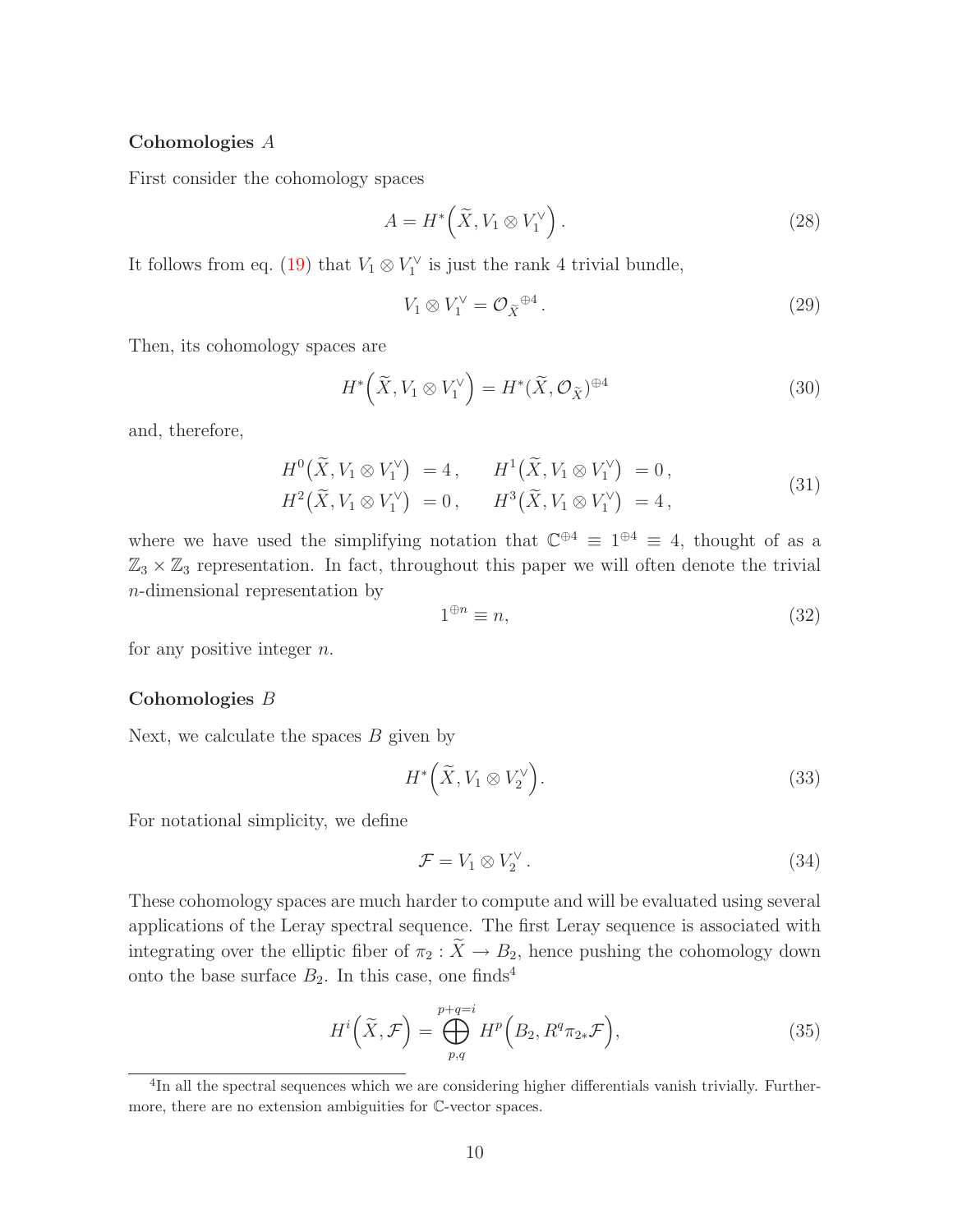**Cohomologies $A$**

First consider the cohomology spaces

$$A = H^*\Big(\widetilde{X}, V_1 \otimes V_1^\vee\Big)\,. \tag{28}$$

It follows from eq. (19) that $V_1 \otimes V_1^\vee$ is just the rank 4 trivial bundle,

$$V_1 \otimes V_1^\vee = \mathcal{O}_{\widetilde{X}}{}^{\oplus 4}\,. \tag{29}$$

Then, its cohomology spaces are

$$H^*\Big(\widetilde{X}, V_1 \otimes V_1^\vee\Big) = H^*(\widetilde{X}, \mathcal{O}_{\widetilde{X}})^{\oplus 4} \tag{30}$$

and, therefore,

$$\begin{aligned} H^0\big(\widetilde{X}, V_1 \otimes V_1^\vee\big) &= 4\,, \qquad & H^1\big(\widetilde{X}, V_1 \otimes V_1^\vee\big) &= 0\,, \\ H^2\big(\widetilde{X}, V_1 \otimes V_1^\vee\big) &= 0\,, \qquad & H^3\big(\widetilde{X}, V_1 \otimes V_1^\vee\big) &= 4\,, \end{aligned} \tag{31}$$

where we have used the simplifying notation that $\mathbb{C}^{\oplus 4} \equiv 1^{\oplus 4} \equiv 4$, thought of as a $\mathbb{Z}_3 \times \mathbb{Z}_3$ representation. In fact, throughout this paper we will often denote the trivial $n$-dimensional representation by

$$1^{\oplus n} \equiv n, \tag{32}$$

for any positive integer $n$.

**Cohomologies $B$**

Next, we calculate the spaces $B$ given by

$$H^*\Big(\widetilde{X}, V_1 \otimes V_2^\vee\Big). \tag{33}$$

For notational simplicity, we define

$$\mathcal{F} = V_1 \otimes V_2^\vee\,. \tag{34}$$

These cohomology spaces are much harder to compute and will be evaluated using several applications of the Leray spectral sequence. The first Leray sequence is associated with integrating over the elliptic fiber of $\pi_2 : \widetilde{X} \to B_2$, hence pushing the cohomology down onto the base surface $B_2$. In this case, one finds[4]

$$H^i\Big(\widetilde{X}, \mathcal{F}\Big) = \bigoplus_{p,q}^{p+q=i} H^p\Big(B_2, R^q\pi_{2*}\mathcal{F}\Big), \tag{35}$$

[4] In all the spectral sequences which we are considering higher differentials vanish trivially. Furthermore, there are no extension ambiguities for $\mathbb{C}$-vector spaces.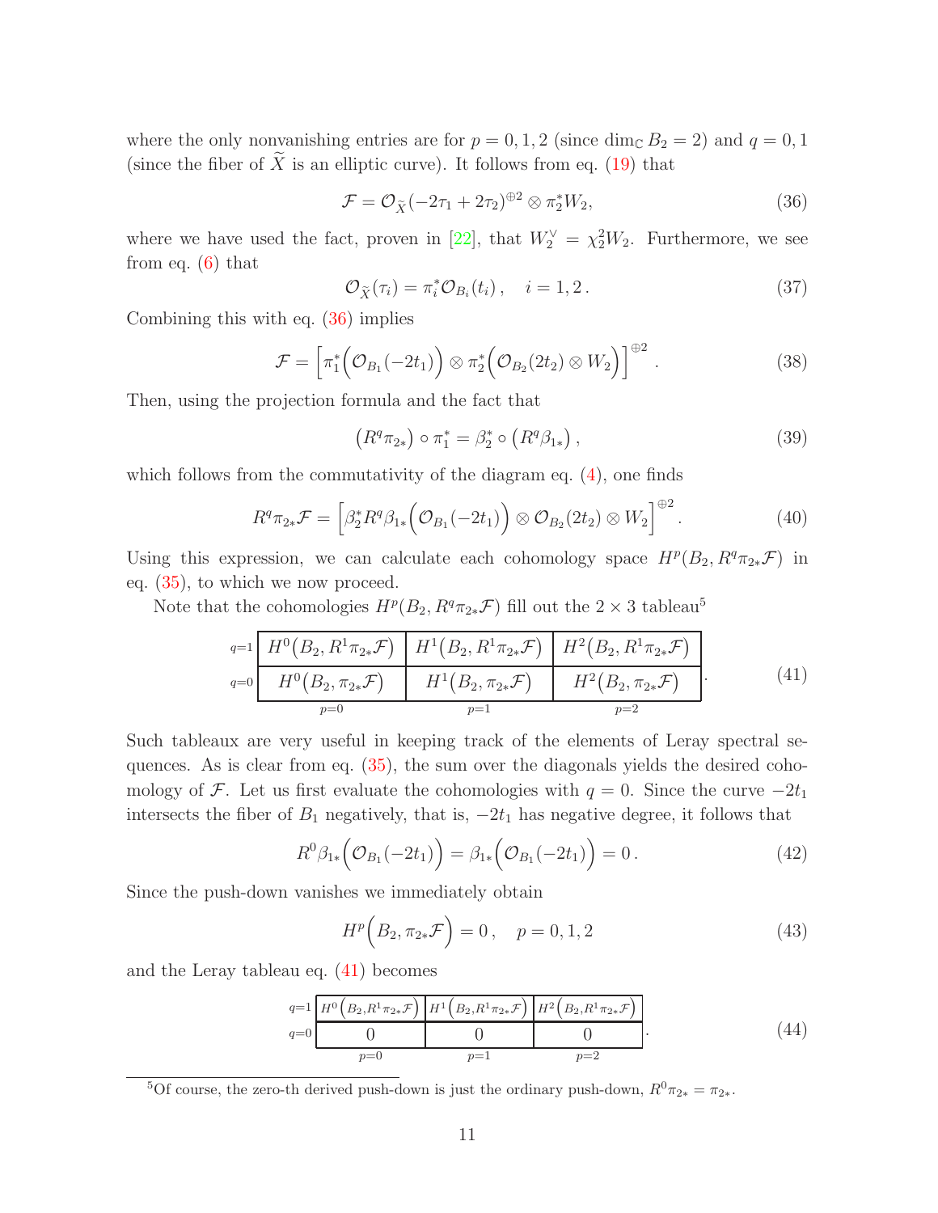where the only nonvanishing entries are for $p = 0, 1, 2$ (since $\dim_{\mathbb{C}} B_2 = 2$) and $q = 0, 1$ (since the fiber of $\widetilde{X}$ is an elliptic curve). It follows from eq. (19) that

$$\mathcal{F} = \mathcal{O}_{\widetilde{X}}(-2\tau_1 + 2\tau_2)^{\oplus 2} \otimes \pi_2^* W_2, \tag{36}$$

where we have used the fact, proven in [22], that $W_2^\vee = \chi_2^2 W_2$. Furthermore, we see from eq. (6) that

$$\mathcal{O}_{\widetilde{X}}(\tau_i) = \pi_i^* \mathcal{O}_{B_i}(t_i), \quad i = 1, 2. \tag{37}$$

Combining this with eq. (36) implies

$$\mathcal{F} = \Big[\pi_1^*\Big(\mathcal{O}_{B_1}(-2t_1)\Big) \otimes \pi_2^*\Big(\mathcal{O}_{B_2}(2t_2) \otimes W_2\Big)\Big]^{\oplus 2}. \tag{38}$$

Then, using the projection formula and the fact that

$$\big(R^q\pi_{2*}\big) \circ \pi_1^* = \beta_2^* \circ \big(R^q\beta_{1*}\big), \tag{39}$$

which follows from the commutativity of the diagram eq. (4), one finds

$$R^q\pi_{2*}\mathcal{F} = \Big[\beta_2^* R^q\beta_{1*}\Big(\mathcal{O}_{B_1}(-2t_1)\Big) \otimes \mathcal{O}_{B_2}(2t_2) \otimes W_2\Big]^{\oplus 2}. \tag{40}$$

Using this expression, we can calculate each cohomology space $H^p(B_2, R^q\pi_{2*}\mathcal{F})$ in eq. (35), to which we now proceed.

Note that the cohomologies $H^p(B_2, R^q\pi_{2*}\mathcal{F})$ fill out the $2 \times 3$ tableau[5]

| | $p=0$ | $p=1$ | $p=2$ |
|---|---|---|---|
| $q=1$ | $H^0\big(B_2, R^1\pi_{2*}\mathcal{F}\big)$ | $H^1\big(B_2, R^1\pi_{2*}\mathcal{F}\big)$ | $H^2\big(B_2, R^1\pi_{2*}\mathcal{F}\big)$ |
| $q=0$ | $H^0\big(B_2, \pi_{2*}\mathcal{F}\big)$ | $H^1\big(B_2, \pi_{2*}\mathcal{F}\big)$ | $H^2\big(B_2, \pi_{2*}\mathcal{F}\big)$ |

(41)

Such tableaux are very useful in keeping track of the elements of Leray spectral sequences. As is clear from eq. (35), the sum over the diagonals yields the desired cohomology of $\mathcal{F}$. Let us first evaluate the cohomologies with $q = 0$. Since the curve $-2t_1$ intersects the fiber of $B_1$ negatively, that is, $-2t_1$ has negative degree, it follows that

$$R^0\beta_{1*}\Big(\mathcal{O}_{B_1}(-2t_1)\Big) = \beta_{1*}\Big(\mathcal{O}_{B_1}(-2t_1)\Big) = 0. \tag{42}$$

Since the push-down vanishes we immediately obtain

$$H^p\Big(B_2, \pi_{2*}\mathcal{F}\Big) = 0, \quad p = 0, 1, 2 \tag{43}$$

and the Leray tableau eq. (41) becomes

| | $p=0$ | $p=1$ | $p=2$ |
|---|---|---|---|
| $q=1$ | $H^0\big(B_2, R^1\pi_{2*}\mathcal{F}\big)$ | $H^1\big(B_2, R^1\pi_{2*}\mathcal{F}\big)$ | $H^2\big(B_2, R^1\pi_{2*}\mathcal{F}\big)$ |
| $q=0$ | $0$ | $0$ | $0$ |

(44)

[5] Of course, the zero-th derived push-down is just the ordinary push-down, $R^0\pi_{2*} = \pi_{2*}$.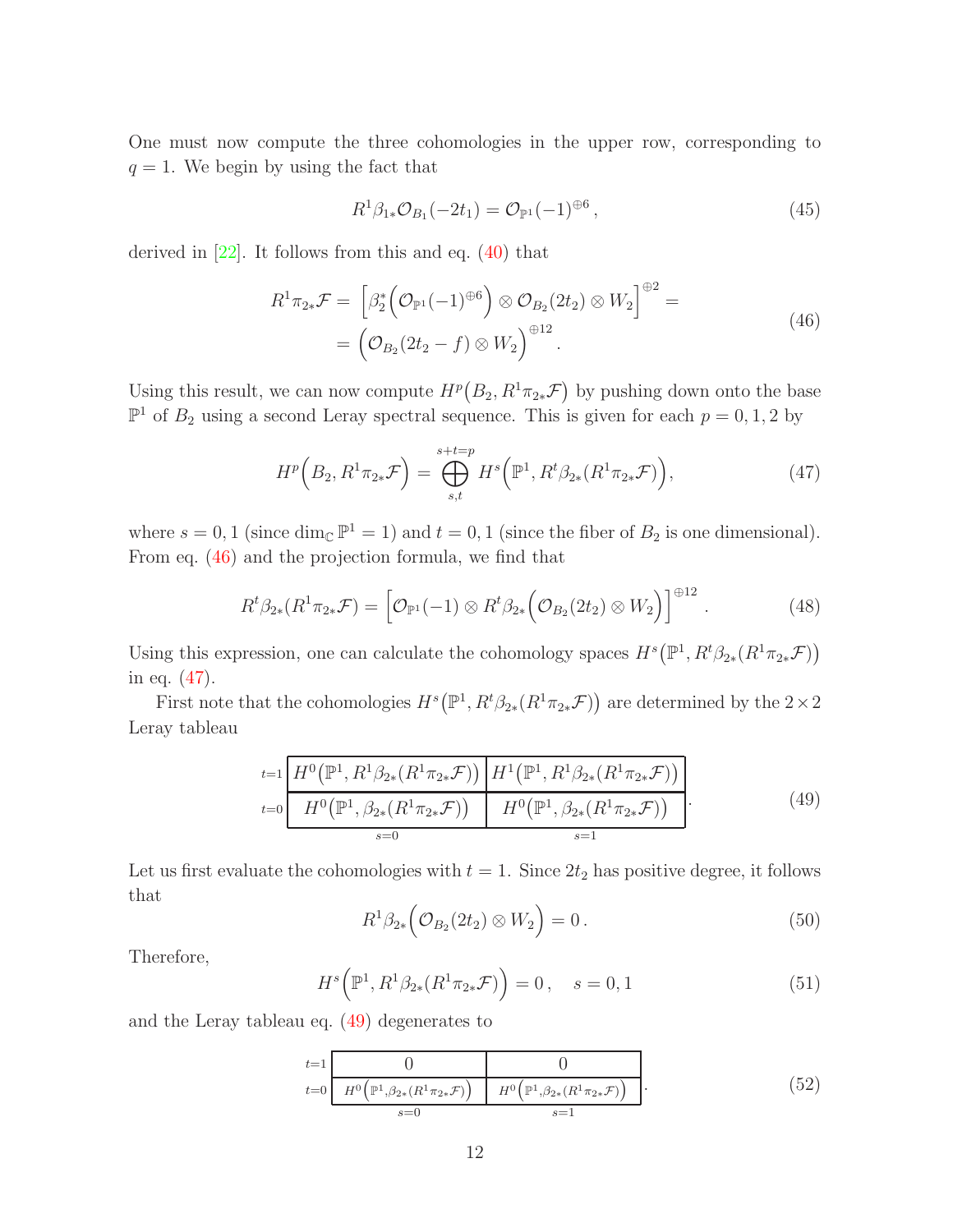One must now compute the three cohomologies in the upper row, corresponding to $q = 1$. We begin by using the fact that

$$R^1\beta_{1*}\mathcal{O}_{B_1}(-2t_1) = \mathcal{O}_{\mathbb{P}^1}(-1)^{\oplus 6}\,, \tag{45}$$

derived in [22]. It follows from this and eq. (40) that

$$\begin{aligned} R^1\pi_{2*}\mathcal{F} = &\left[\beta_2^*\Big(\mathcal{O}_{\mathbb{P}^1}(-1)^{\oplus 6}\Big) \otimes \mathcal{O}_{B_2}(2t_2) \otimes W_2\right]^{\oplus 2} = \\ &= \Big(\mathcal{O}_{B_2}(2t_2 - f) \otimes W_2\Big)^{\oplus 12}. \end{aligned} \tag{46}$$

Using this result, we can now compute $H^p\big(B_2, R^1\pi_{2*}\mathcal{F}\big)$ by pushing down onto the base $\mathbb{P}^1$ of $B_2$ using a second Leray spectral sequence. This is given for each $p = 0, 1, 2$ by

$$H^p\Big(B_2, R^1\pi_{2*}\mathcal{F}\Big) = \bigoplus_{s,t}^{s+t=p} H^s\Big(\mathbb{P}^1, R^t\beta_{2*}(R^1\pi_{2*}\mathcal{F})\Big), \tag{47}$$

where $s = 0, 1$ (since $\dim_{\mathbb{C}} \mathbb{P}^1 = 1$) and $t = 0, 1$ (since the fiber of $B_2$ is one dimensional). From eq. (46) and the projection formula, we find that

$$R^t\beta_{2*}(R^1\pi_{2*}\mathcal{F}) = \left[\mathcal{O}_{\mathbb{P}^1}(-1) \otimes R^t\beta_{2*}\Big(\mathcal{O}_{B_2}(2t_2) \otimes W_2\Big)\right]^{\oplus 12}. \tag{48}$$

Using this expression, one can calculate the cohomology spaces $H^s\big(\mathbb{P}^1, R^t\beta_{2*}(R^1\pi_{2*}\mathcal{F})\big)$ in eq. (47).

First note that the cohomologies $H^s\big(\mathbb{P}^1, R^t\beta_{2*}(R^1\pi_{2*}\mathcal{F})\big)$ are determined by the $2 \times 2$ Leray tableau

|  | $s=0$ | $s=1$ |
|---|---|---|
| $t=1$ | $H^0\big(\mathbb{P}^1, R^1\beta_{2*}(R^1\pi_{2*}\mathcal{F})\big)$ | $H^1\big(\mathbb{P}^1, R^1\beta_{2*}(R^1\pi_{2*}\mathcal{F})\big)$ |
| $t=0$ | $H^0\big(\mathbb{P}^1, \beta_{2*}(R^1\pi_{2*}\mathcal{F})\big)$ | $H^0\big(\mathbb{P}^1, \beta_{2*}(R^1\pi_{2*}\mathcal{F})\big)$ |

(49)

Let us first evaluate the cohomologies with $t = 1$. Since $2t_2$ has positive degree, it follows that

$$R^1\beta_{2*}\Big(\mathcal{O}_{B_2}(2t_2) \otimes W_2\Big) = 0\,. \tag{50}$$

Therefore,

$$H^s\Big(\mathbb{P}^1, R^1\beta_{2*}(R^1\pi_{2*}\mathcal{F})\Big) = 0\,, \quad s = 0, 1 \tag{51}$$

and the Leray tableau eq. (49) degenerates to

|  | $s=0$ | $s=1$ |
|---|---|---|
| $t=1$ | $0$ | $0$ |
| $t=0$ | $H^0\Big(\mathbb{P}^1, \beta_{2*}(R^1\pi_{2*}\mathcal{F})\Big)$ | $H^0\Big(\mathbb{P}^1, \beta_{2*}(R^1\pi_{2*}\mathcal{F})\Big)$ |

(52)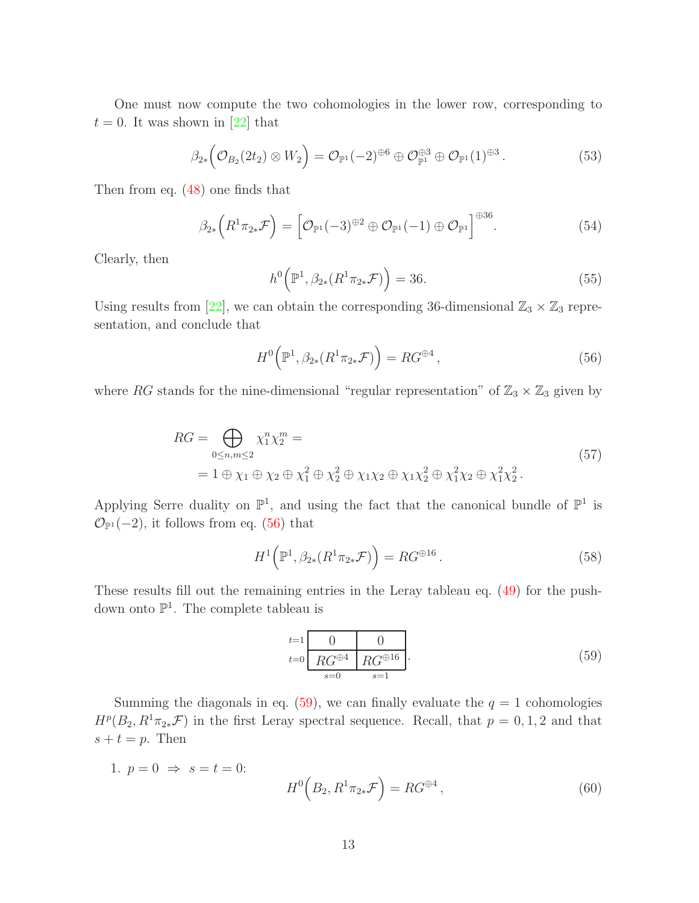One must now compute the two cohomologies in the lower row, corresponding to $t = 0$. It was shown in [22] that

$$\beta_{2*}\Big(\mathcal{O}_{B_2}(2t_2) \otimes W_2\Big) = \mathcal{O}_{\mathbb{P}^1}(-2)^{\oplus 6} \oplus \mathcal{O}_{\mathbb{P}^1}^{\oplus 3} \oplus \mathcal{O}_{\mathbb{P}^1}(1)^{\oplus 3}. \tag{53}$$

Then from eq. (48) one finds that

$$\beta_{2*}\Big(R^1\pi_{2*}\mathcal{F}\Big) = \Big[\mathcal{O}_{\mathbb{P}^1}(-3)^{\oplus 2} \oplus \mathcal{O}_{\mathbb{P}^1}(-1) \oplus \mathcal{O}_{\mathbb{P}^1}\Big]^{\oplus 36}. \tag{54}$$

Clearly, then

$$h^0\Big(\mathbb{P}^1, \beta_{2*}(R^1\pi_{2*}\mathcal{F})\Big) = 36. \tag{55}$$

Using results from [22], we can obtain the corresponding 36-dimensional $\mathbb{Z}_3 \times \mathbb{Z}_3$ representation, and conclude that

$$H^0\Big(\mathbb{P}^1, \beta_{2*}(R^1\pi_{2*}\mathcal{F})\Big) = RG^{\oplus 4}, \tag{56}$$

where $RG$ stands for the nine-dimensional "regular representation" of $\mathbb{Z}_3 \times \mathbb{Z}_3$ given by

$$\begin{aligned} RG = & \bigoplus_{0 \le n,m \le 2} \chi_1^n \chi_2^m = \\ & = 1 \oplus \chi_1 \oplus \chi_2 \oplus \chi_1^2 \oplus \chi_2^2 \oplus \chi_1\chi_2 \oplus \chi_1\chi_2^2 \oplus \chi_1^2\chi_2 \oplus \chi_1^2\chi_2^2 . \end{aligned} \tag{57}$$

Applying Serre duality on $\mathbb{P}^1$, and using the fact that the canonical bundle of $\mathbb{P}^1$ is $\mathcal{O}_{\mathbb{P}^1}(-2)$, it follows from eq. (56) that

$$H^1\Big(\mathbb{P}^1, \beta_{2*}(R^1\pi_{2*}\mathcal{F})\Big) = RG^{\oplus 16}. \tag{58}$$

These results fill out the remaining entries in the Leray tableau eq. (49) for the push-down onto $\mathbb{P}^1$. The complete tableau is

|  | $s=0$ | $s=1$ |
|---|---|---|
| $t=1$ | $0$ | $0$ |
| $t=0$ | $RG^{\oplus 4}$ | $RG^{\oplus 16}$ |

(59)

Summing the diagonals in eq. (59), we can finally evaluate the $q = 1$ cohomologies $H^p(B_2, R^1\pi_{2*}\mathcal{F})$ in the first Leray spectral sequence. Recall, that $p = 0, 1, 2$ and that $s + t = p$. Then

1. $p = 0 \;\Rightarrow\; s = t = 0$:

$$H^0\Big(B_2, R^1\pi_{2*}\mathcal{F}\Big) = RG^{\oplus 4}, \tag{60}$$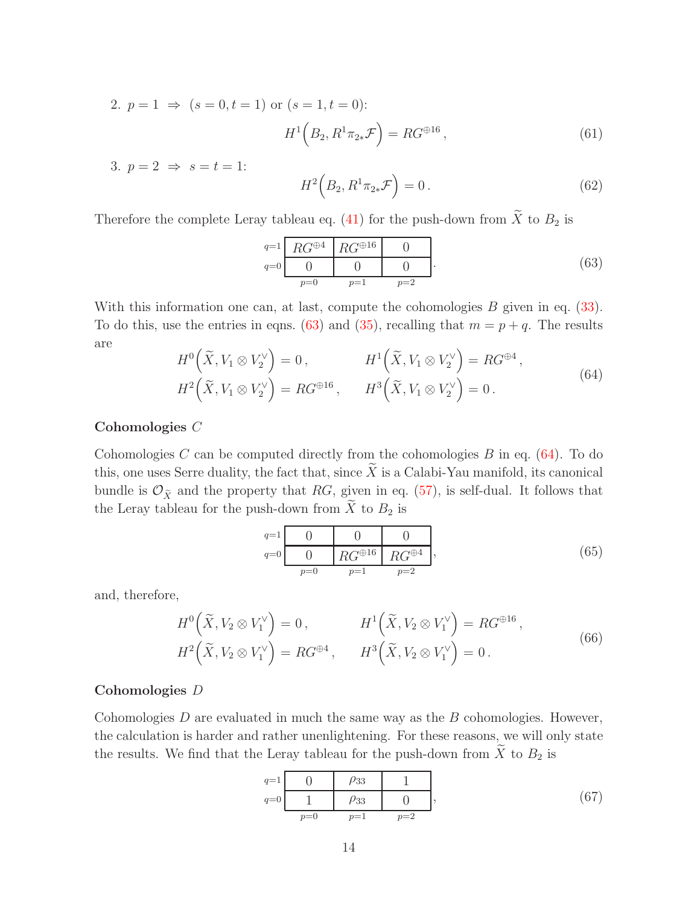2. $p = 1 \;\Rightarrow\; (s = 0, t = 1)$ or $(s = 1, t = 0)$:

$$H^1\Big(B_2, R^1\pi_{2*}\mathcal{F}\Big) = RG^{\oplus 16}\,, \tag{61}$$

3. $p = 2 \;\Rightarrow\; s = t = 1$:

$$H^2\Big(B_2, R^1\pi_{2*}\mathcal{F}\Big) = 0\,. \tag{62}$$

Therefore the complete Leray tableau eq. (41) for the push-down from $\widetilde{X}$ to $B_2$ is

$$\begin{array}{c|c|c|c|} q{=}1 & RG^{\oplus 4} & RG^{\oplus 16} & 0 \\ \hline q{=}0 & 0 & 0 & 0 \\ \hline & p{=}0 & p{=}1 & p{=}2 \end{array}\,. \tag{63}$$

With this information one can, at last, compute the cohomologies $B$ given in eq. (33). To do this, use the entries in eqns. (63) and (35), recalling that $m = p + q$. The results are

$$\begin{aligned} H^0\Big(\widetilde{X}, V_1 \otimes V_2^\vee\Big) &= 0\,, \qquad & H^1\Big(\widetilde{X}, V_1 \otimes V_2^\vee\Big) &= RG^{\oplus 4}\,, \\ H^2\Big(\widetilde{X}, V_1 \otimes V_2^\vee\Big) &= RG^{\oplus 16}\,, \qquad & H^3\Big(\widetilde{X}, V_1 \otimes V_2^\vee\Big) &= 0\,. \end{aligned} \tag{64}$$

**Cohomologies $C$**

Cohomologies $C$ can be computed directly from the cohomologies $B$ in eq. (64). To do this, one uses Serre duality, the fact that, since $\widetilde{X}$ is a Calabi-Yau manifold, its canonical bundle is $\mathcal{O}_{\widetilde{X}}$ and the property that $RG$, given in eq. (57), is self-dual. It follows that the Leray tableau for the push-down from $\widetilde{X}$ to $B_2$ is

$$\begin{array}{c|c|c|c|} q{=}1 & 0 & 0 & 0 \\ \hline q{=}0 & 0 & RG^{\oplus 16} & RG^{\oplus 4} \\ \hline & p{=}0 & p{=}1 & p{=}2 \end{array}\,, \tag{65}$$

and, therefore,

$$\begin{aligned} H^0\Big(\widetilde{X}, V_2 \otimes V_1^\vee\Big) &= 0\,, \qquad & H^1\Big(\widetilde{X}, V_2 \otimes V_1^\vee\Big) &= RG^{\oplus 16}\,, \\ H^2\Big(\widetilde{X}, V_2 \otimes V_1^\vee\Big) &= RG^{\oplus 4}\,, \qquad & H^3\Big(\widetilde{X}, V_2 \otimes V_1^\vee\Big) &= 0\,. \end{aligned} \tag{66}$$

**Cohomologies $D$**

Cohomologies $D$ are evaluated in much the same way as the $B$ cohomologies. However, the calculation is harder and rather unenlightening. For these reasons, we will only state the results. We find that the Leray tableau for the push-down from $\widetilde{X}$ to $B_2$ is

$$\begin{array}{c|c|c|c|} q{=}1 & 0 & \rho_{33} & 1 \\ \hline q{=}0 & 1 & \rho_{33} & 0 \\ \hline & p{=}0 & p{=}1 & p{=}2 \end{array}\,, \tag{67}$$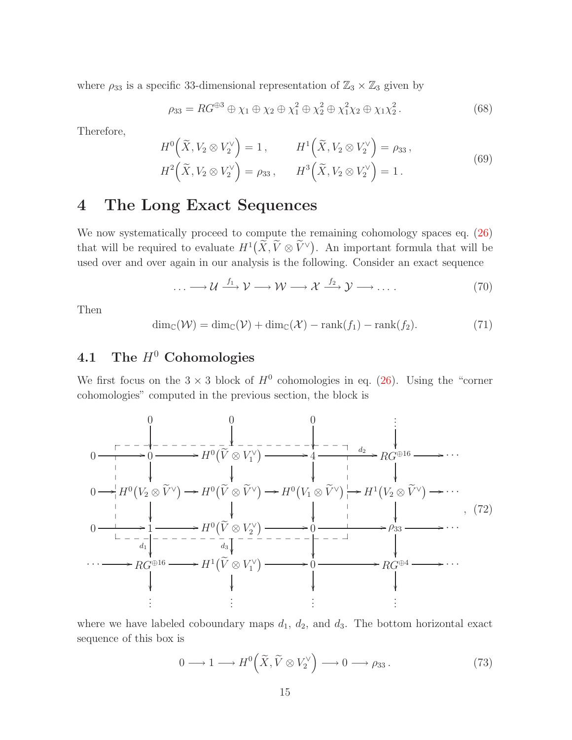where $\rho_{33}$ is a specific 33-dimensional representation of $\mathbb{Z}_3 \times \mathbb{Z}_3$ given by

$$\rho_{33} = RG^{\oplus 3} \oplus \chi_1 \oplus \chi_2 \oplus \chi_1^2 \oplus \chi_2^2 \oplus \chi_1^2\chi_2 \oplus \chi_1\chi_2^2 \,. \tag{68}$$

Therefore,

$$\begin{aligned} H^0\Big(\widetilde{X}, V_2 \otimes V_2^\vee\Big) &= 1\,, \qquad & H^1\Big(\widetilde{X}, V_2 \otimes V_2^\vee\Big) &= \rho_{33}\,, \\ H^2\Big(\widetilde{X}, V_2 \otimes V_2^\vee\Big) &= \rho_{33}\,, \qquad & H^3\Big(\widetilde{X}, V_2 \otimes V_2^\vee\Big) &= 1\,. \end{aligned} \tag{69}$$

# 4 The Long Exact Sequences

We now systematically proceed to compute the remaining cohomology spaces eq. (26) that will be required to evaluate $H^1\big(\widetilde{X}, \widetilde{V} \otimes \widetilde{V}^\vee\big)$. An important formula that will be used over and over again in our analysis is the following. Consider an exact sequence

$$\ldots \longrightarrow \mathcal{U} \xrightarrow{f_1} \mathcal{V} \longrightarrow \mathcal{W} \longrightarrow \mathcal{X} \xrightarrow{f_2} \mathcal{Y} \longrightarrow \ldots \,. \tag{70}$$

Then

$$\dim_{\mathbb{C}}(\mathcal{W}) = \dim_{\mathbb{C}}(\mathcal{V}) + \dim_{\mathbb{C}}(\mathcal{X}) - \operatorname{rank}(f_1) - \operatorname{rank}(f_2). \tag{71}$$

## 4.1 The $H^0$ Cohomologies

We first focus on the $3 \times 3$ block of $H^0$ cohomologies in eq. (26). Using the "corner cohomologies" computed in the previous section, the block is

$$\begin{array}{ccccccccc}
 & & 0 & & 0 & & 0 & & \vdots \\
 & & \downarrow & & \downarrow & & \downarrow & & \downarrow \\
0 & \to & 0 & \to & H^0\big(\widetilde{V} \otimes V_1^\vee\big) & \to & 4 & \xrightarrow{d_2} & RG^{\oplus 16} \to \cdots \\
 & & \downarrow & & \downarrow & & \downarrow & & \downarrow \\
0 & \to & H^0\big(V_2 \otimes \widetilde{V}^\vee\big) & \to & H^0\big(\widetilde{V} \otimes \widetilde{V}^\vee\big) & \to & H^0\big(V_1 \otimes \widetilde{V}^\vee\big) & \to & H^1\big(V_2 \otimes \widetilde{V}^\vee\big) \to \cdots \\
 & & \downarrow & & \downarrow & & \downarrow & & \downarrow \\
0 & \to & 1 & \to & H^0\big(\widetilde{V} \otimes V_2^\vee\big) & \to & 0 & \to & \rho_{33} \to \cdots \\
 & & \downarrow{\scriptstyle d_1} & & \downarrow{\scriptstyle d_3} & & \downarrow & & \downarrow \\
\cdots & \to & RG^{\oplus 16} & \to & H^1\big(\widetilde{V} \otimes V_1^\vee\big) & \to & 0 & \to & RG^{\oplus 4} \to \cdots \\
 & & \downarrow & & \downarrow & & \downarrow & & \downarrow \\
 & & \vdots & & \vdots & & \vdots & & \vdots
\end{array} \,, \tag{72}$$

where we have labeled coboundary maps $d_1$, $d_2$, and $d_3$. The bottom horizontal exact sequence of this box is

$$0 \longrightarrow 1 \longrightarrow H^0\Big(\widetilde{X}, \widetilde{V} \otimes V_2^\vee\Big) \longrightarrow 0 \longrightarrow \rho_{33}\,. \tag{73}$$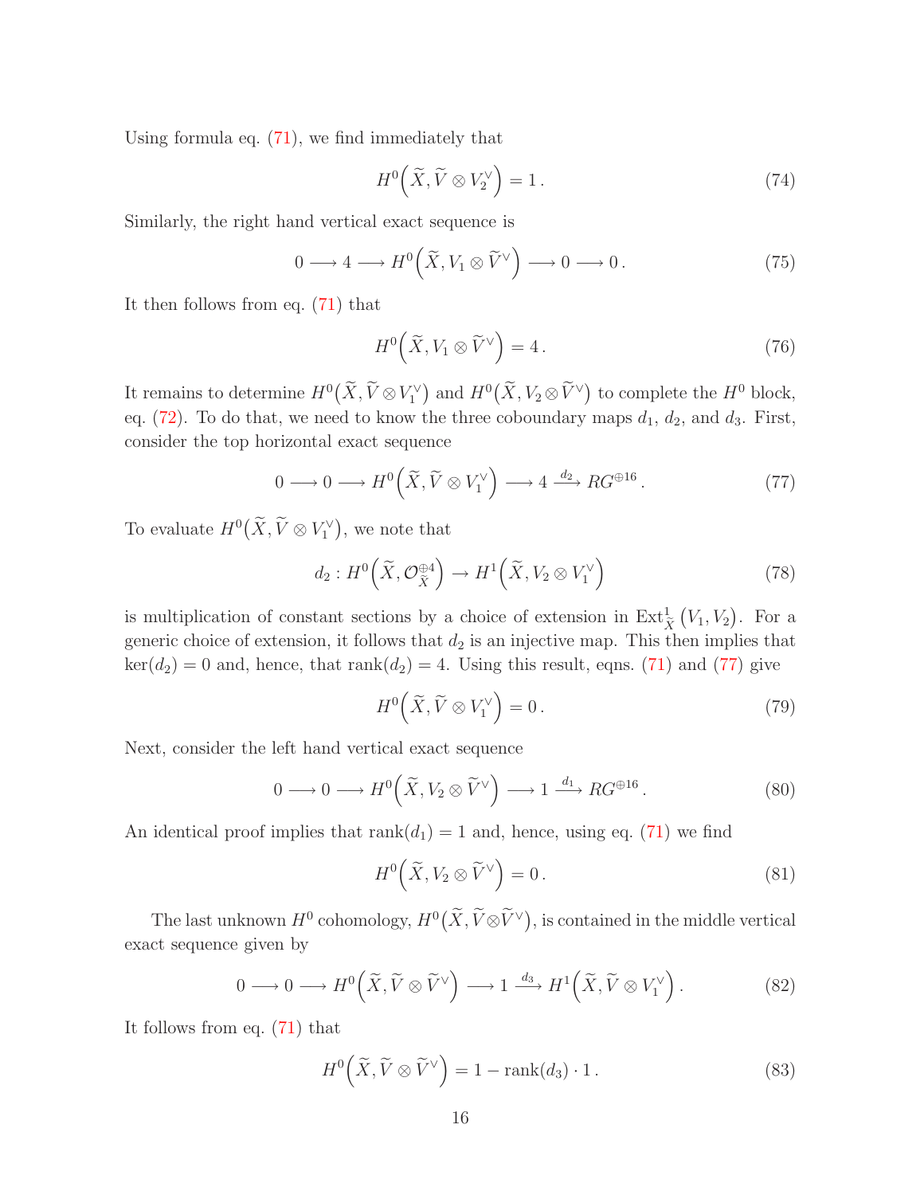Using formula eq. (71), we find immediately that

$$H^0\Big(\widetilde{X}, \widetilde{V} \otimes V_2^\vee\Big) = 1\,. \tag{74}$$

Similarly, the right hand vertical exact sequence is

$$0 \longrightarrow 4 \longrightarrow H^0\Big(\widetilde{X}, V_1 \otimes \widetilde{V}^\vee\Big) \longrightarrow 0 \longrightarrow 0\,. \tag{75}$$

It then follows from eq. (71) that

$$H^0\Big(\widetilde{X}, V_1 \otimes \widetilde{V}^\vee\Big) = 4\,. \tag{76}$$

It remains to determine $H^0\big(\widetilde{X}, \widetilde{V} \otimes V_1^\vee\big)$ and $H^0\big(\widetilde{X}, V_2 \otimes \widetilde{V}^\vee\big)$ to complete the $H^0$ block, eq. (72). To do that, we need to know the three coboundary maps $d_1$, $d_2$, and $d_3$. First, consider the top horizontal exact sequence

$$0 \longrightarrow 0 \longrightarrow H^0\Big(\widetilde{X}, \widetilde{V} \otimes V_1^\vee\Big) \longrightarrow 4 \xrightarrow{d_2} RG^{\oplus 16}\,. \tag{77}$$

To evaluate $H^0\big(\widetilde{X}, \widetilde{V} \otimes V_1^\vee\big)$, we note that

$$d_2 : H^0\Big(\widetilde{X}, \mathcal{O}_{\widetilde{X}}^{\oplus 4}\Big) \to H^1\Big(\widetilde{X}, V_2 \otimes V_1^\vee\Big) \tag{78}$$

is multiplication of constant sections by a choice of extension in $\mathrm{Ext}^1_{\widetilde{X}}\big(V_1, V_2\big)$. For a generic choice of extension, it follows that $d_2$ is an injective map. This then implies that $\ker(d_2) = 0$ and, hence, that $\mathrm{rank}(d_2) = 4$. Using this result, eqns. (71) and (77) give

$$H^0\Big(\widetilde{X}, \widetilde{V} \otimes V_1^\vee\Big) = 0\,. \tag{79}$$

Next, consider the left hand vertical exact sequence

$$0 \longrightarrow 0 \longrightarrow H^0\Big(\widetilde{X}, V_2 \otimes \widetilde{V}^\vee\Big) \longrightarrow 1 \xrightarrow{d_1} RG^{\oplus 16}\,. \tag{80}$$

An identical proof implies that $\mathrm{rank}(d_1) = 1$ and, hence, using eq. (71) we find

$$H^0\Big(\widetilde{X}, V_2 \otimes \widetilde{V}^\vee\Big) = 0\,. \tag{81}$$

The last unknown $H^0$ cohomology, $H^0\big(\widetilde{X}, \widetilde{V} \otimes \widetilde{V}^\vee\big)$, is contained in the middle vertical exact sequence given by

$$0 \longrightarrow 0 \longrightarrow H^0\Big(\widetilde{X}, \widetilde{V} \otimes \widetilde{V}^\vee\Big) \longrightarrow 1 \xrightarrow{d_3} H^1\Big(\widetilde{X}, \widetilde{V} \otimes V_1^\vee\Big)\,. \tag{82}$$

It follows from eq. (71) that

$$H^0\Big(\widetilde{X}, \widetilde{V} \otimes \widetilde{V}^\vee\Big) = 1 - \mathrm{rank}(d_3) \cdot 1\,. \tag{83}$$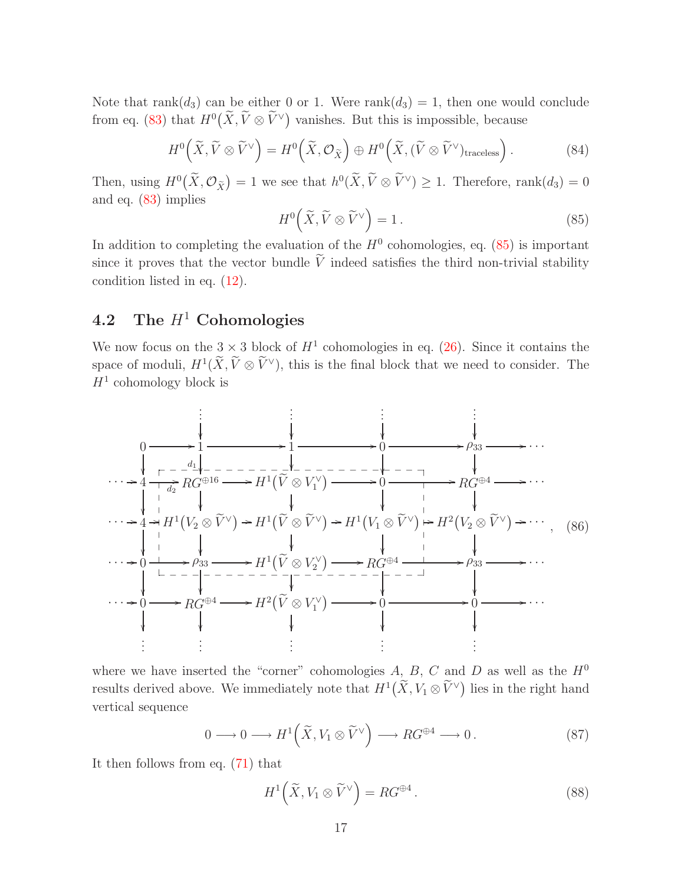Note that rank$(d_3)$ can be either 0 or 1. Were rank$(d_3) = 1$, then one would conclude from eq. (83) that $H^0\big(\widetilde{X}, \widetilde{V} \otimes \widetilde{V}^\vee\big)$ vanishes. But this is impossible, because

$$H^0\Big(\widetilde{X}, \widetilde{V} \otimes \widetilde{V}^\vee\Big) = H^0\Big(\widetilde{X}, \mathcal{O}_{\widetilde{X}}\Big) \oplus H^0\Big(\widetilde{X}, (\widetilde{V} \otimes \widetilde{V}^\vee)_{\text{traceless}}\Big)\,. \tag{84}$$

Then, using $H^0\big(\widetilde{X}, \mathcal{O}_{\widetilde{X}}\big) = 1$ we see that $h^0(\widetilde{X}, \widetilde{V} \otimes \widetilde{V}^\vee) \geq 1$. Therefore, rank$(d_3) = 0$ and eq. (83) implies

$$H^0\Big(\widetilde{X}, \widetilde{V} \otimes \widetilde{V}^\vee\Big) = 1\,. \tag{85}$$

In addition to completing the evaluation of the $H^0$ cohomologies, eq. (85) is important since it proves that the vector bundle $\widetilde{V}$ indeed satisfies the third non-trivial stability condition listed in eq. (12).

## 4.2 The $H^1$ Cohomologies

We now focus on the $3 \times 3$ block of $H^1$ cohomologies in eq. (26). Since it contains the space of moduli, $H^1(\widetilde{X}, \widetilde{V} \otimes \widetilde{V}^\vee)$, this is the final block that we need to consider. The $H^1$ cohomology block is

$$\begin{array}{ccccccccccc}
 & & \vdots & & \vdots & & \vdots & & \vdots & & \\
 & & \downarrow & & \downarrow & & \downarrow & & \downarrow & & \\
0 & \longrightarrow & 1 & \longrightarrow & 1 & \longrightarrow & 0 & \longrightarrow & \rho_{33} & \longrightarrow & \cdots \\
\downarrow & & \downarrow{\scriptstyle d_1} & & \downarrow & & \downarrow & & \downarrow & & \\
\cdots \to 4 & \xrightarrow{d_2} & RG^{\oplus 16} & \longrightarrow & H^1\big(\widetilde{V} \otimes V_1^\vee\big) & \longrightarrow & 0 & \longrightarrow & RG^{\oplus 4} & \longrightarrow & \cdots \\
\downarrow & & \downarrow & & \downarrow & & \downarrow & & \downarrow & & \\
\cdots \to 4 & \to & H^1\big(V_2 \otimes \widetilde{V}^\vee\big) & \to & H^1\big(\widetilde{V} \otimes \widetilde{V}^\vee\big) & \to & H^1\big(V_1 \otimes \widetilde{V}^\vee\big) & \to & H^2\big(V_2 \otimes \widetilde{V}^\vee\big) & \to & \cdots \\
\downarrow & & \downarrow & & \downarrow & & \downarrow & & \downarrow & & \\
\cdots \to 0 & \longrightarrow & \rho_{33} & \longrightarrow & H^1\big(\widetilde{V} \otimes V_2^\vee\big) & \longrightarrow & RG^{\oplus 4} & \longrightarrow & \rho_{33} & \longrightarrow & \cdots \\
\downarrow & & \downarrow & & \downarrow & & \downarrow & & \downarrow & & \\
\cdots \to 0 & \longrightarrow & RG^{\oplus 4} & \longrightarrow & H^2\big(\widetilde{V} \otimes V_1^\vee\big) & \longrightarrow & 0 & \longrightarrow & 0 & \longrightarrow & \cdots \\
\downarrow & & \downarrow & & \downarrow & & \downarrow & & \downarrow & & \\
\vdots & & \vdots & & \vdots & & \vdots & & \vdots & &
\end{array}\;, \tag{86}$$

where we have inserted the "corner" cohomologies $A$, $B$, $C$ and $D$ as well as the $H^0$ results derived above. We immediately note that $H^1\big(\widetilde{X}, V_1 \otimes \widetilde{V}^\vee\big)$ lies in the right hand vertical sequence

$$0 \longrightarrow 0 \longrightarrow H^1\Big(\widetilde{X}, V_1 \otimes \widetilde{V}^\vee\Big) \longrightarrow RG^{\oplus 4} \longrightarrow 0\,. \tag{87}$$

It then follows from eq. (71) that

$$H^1\Big(\widetilde{X}, V_1 \otimes \widetilde{V}^\vee\Big) = RG^{\oplus 4}\,. \tag{88}$$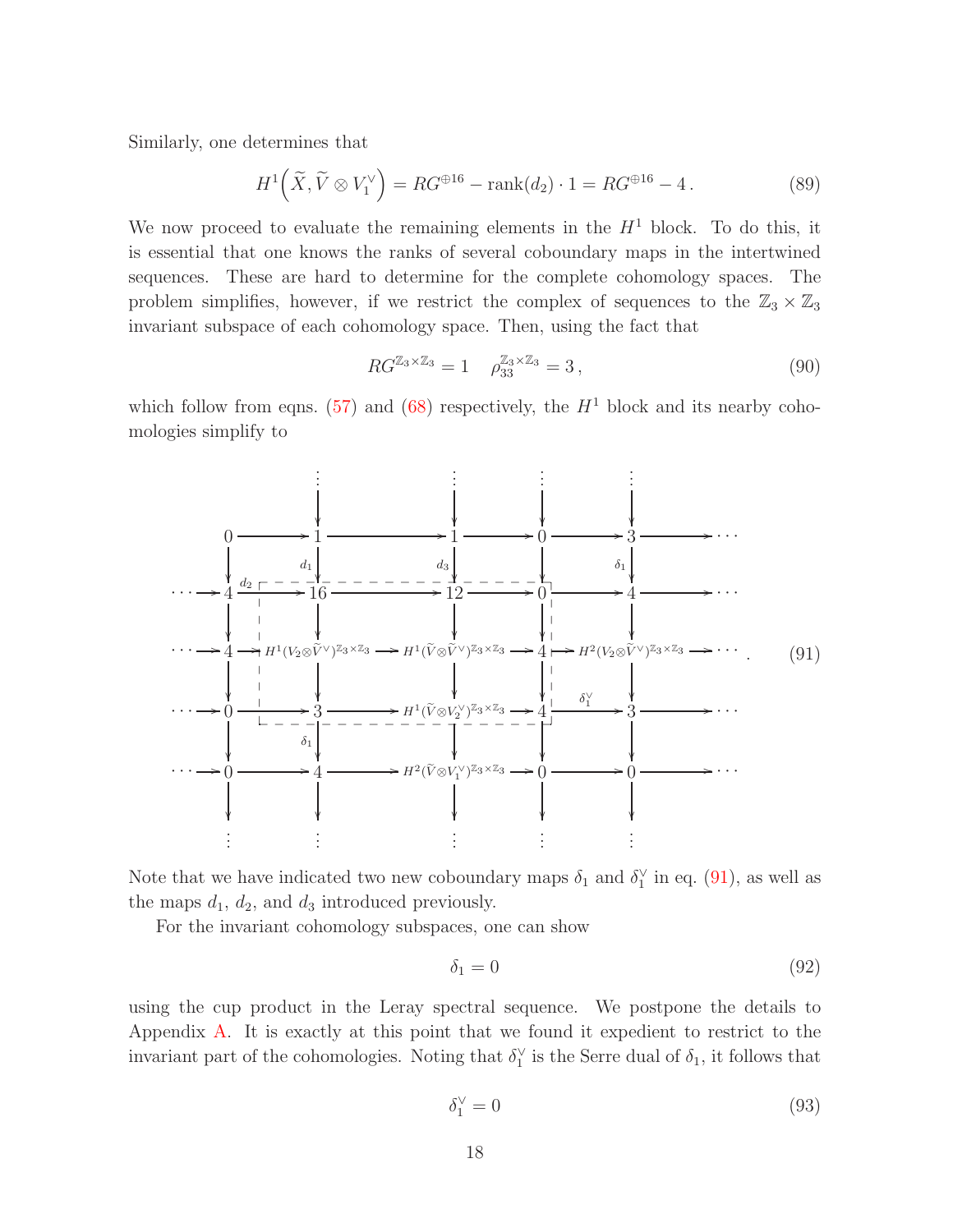Similarly, one determines that

$$H^1\Big(\widetilde{X}, \widetilde{V} \otimes V_1^\vee\Big) = RG^{\oplus 16} - \mathrm{rank}(d_2) \cdot 1 = RG^{\oplus 16} - 4\,. \tag{89}$$

We now proceed to evaluate the remaining elements in the $H^1$ block. To do this, it is essential that one knows the ranks of several coboundary maps in the intertwined sequences. These are hard to determine for the complete cohomology spaces. The problem simplifies, however, if we restrict the complex of sequences to the $\mathbb{Z}_3 \times \mathbb{Z}_3$ invariant subspace of each cohomology space. Then, using the fact that

$$RG^{\mathbb{Z}_3\times\mathbb{Z}_3} = 1 \quad \rho_{33}^{\mathbb{Z}_3\times\mathbb{Z}_3} = 3\,, \tag{90}$$

which follow from eqns. (57) and (68) respectively, the $H^1$ block and its nearby cohomologies simplify to

$$\begin{array}{ccccccccccc}
 & & \vdots & & \vdots & & \vdots & & \vdots & & \\
 & & \downarrow & & \downarrow & & \downarrow & & \downarrow & & \\
 & 0 & \longrightarrow & 1 & \longrightarrow & 1 & \longrightarrow & 0 & \longrightarrow & 3 & \longrightarrow \cdots \\
 & \downarrow & & \downarrow{\scriptstyle d_1} & & \downarrow{\scriptstyle d_3} & & \downarrow & & \downarrow{\scriptstyle \delta_1} & \\
\cdots \longrightarrow & 4 & \xrightarrow{d_2} & 16 & \longrightarrow & 12 & \longrightarrow & 0 & \longrightarrow & 4 & \longrightarrow \cdots \\
 & \downarrow & & \downarrow & & \downarrow & & \downarrow & & \downarrow & \\
\cdots \longrightarrow & 4 & \longrightarrow & H^1(V_2\otimes\widetilde{V}^\vee)^{\mathbb{Z}_3\times\mathbb{Z}_3} & \longrightarrow & H^1(\widetilde{V}\otimes\widetilde{V}^\vee)^{\mathbb{Z}_3\times\mathbb{Z}_3} & \longrightarrow & 4 & \longrightarrow & H^2(V_2\otimes\widetilde{V}^\vee)^{\mathbb{Z}_3\times\mathbb{Z}_3} & \longrightarrow \cdots \\
 & \downarrow & & \downarrow & & \downarrow & & \downarrow & & \downarrow & \\
\cdots \longrightarrow & 0 & \longrightarrow & 3 & \longrightarrow & H^1(\widetilde{V}\otimes V_2^\vee)^{\mathbb{Z}_3\times\mathbb{Z}_3} & \longrightarrow & 4 & \xrightarrow{\delta_1^\vee} & 3 & \longrightarrow \cdots \\
 & \downarrow & & \downarrow{\scriptstyle \delta_1} & & \downarrow & & \downarrow & & \downarrow & \\
\cdots \longrightarrow & 0 & \longrightarrow & 4 & \longrightarrow & H^2(\widetilde{V}\otimes V_1^\vee)^{\mathbb{Z}_3\times\mathbb{Z}_3} & \longrightarrow & 0 & \longrightarrow & 0 & \longrightarrow \cdots \\
 & \downarrow & & \downarrow & & \downarrow & & \downarrow & & \downarrow & \\
 & \vdots & & \vdots & & \vdots & & \vdots & & \vdots &
\end{array} \tag{91}$$

Note that we have indicated two new coboundary maps $\delta_1$ and $\delta_1^\vee$ in eq. (91), as well as the maps $d_1$, $d_2$, and $d_3$ introduced previously.

For the invariant cohomology subspaces, one can show

$$\delta_1 = 0 \tag{92}$$

using the cup product in the Leray spectral sequence. We postpone the details to Appendix A. It is exactly at this point that we found it expedient to restrict to the invariant part of the cohomologies. Noting that $\delta_1^\vee$ is the Serre dual of $\delta_1$, it follows that

$$\delta_1^\vee = 0 \tag{93}$$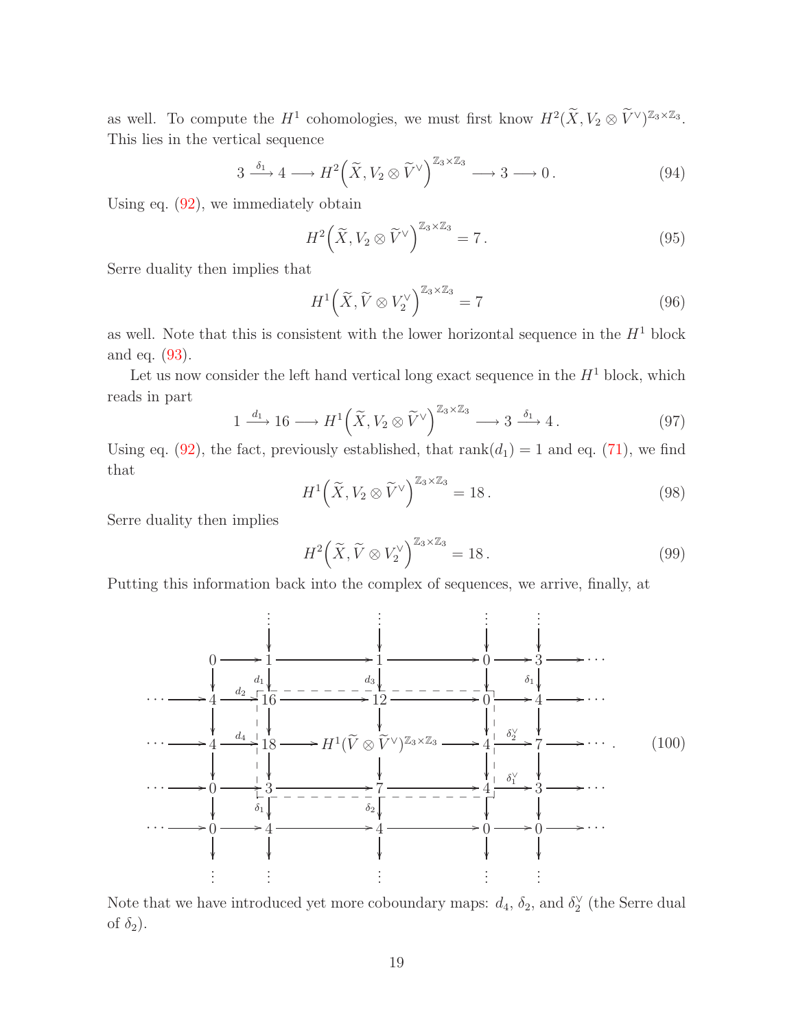as well. To compute the $H^1$ cohomologies, we must first know $H^2(\widetilde{X}, V_2 \otimes \widetilde{V}^\vee)^{\mathbb{Z}_3\times\mathbb{Z}_3}$. This lies in the vertical sequence

$$3 \xrightarrow{\delta_1} 4 \longrightarrow H^2\Big(\widetilde{X}, V_2 \otimes \widetilde{V}^\vee\Big)^{\mathbb{Z}_3\times\mathbb{Z}_3} \longrightarrow 3 \longrightarrow 0\,. \tag{94}$$

Using eq. (92), we immediately obtain

$$H^2\Big(\widetilde{X}, V_2 \otimes \widetilde{V}^\vee\Big)^{\mathbb{Z}_3\times\mathbb{Z}_3} = 7\,. \tag{95}$$

Serre duality then implies that

$$H^1\Big(\widetilde{X}, \widetilde{V} \otimes V_2^\vee\Big)^{\mathbb{Z}_3\times\mathbb{Z}_3} = 7 \tag{96}$$

as well. Note that this is consistent with the lower horizontal sequence in the $H^1$ block and eq. (93).

Let us now consider the left hand vertical long exact sequence in the $H^1$ block, which reads in part

$$1 \xrightarrow{d_1} 16 \longrightarrow H^1\Big(\widetilde{X}, V_2 \otimes \widetilde{V}^\vee\Big)^{\mathbb{Z}_3\times\mathbb{Z}_3} \longrightarrow 3 \xrightarrow{\delta_1} 4\,. \tag{97}$$

Using eq. (92), the fact, previously established, that $\text{rank}(d_1) = 1$ and eq. (71), we find that

$$H^1\Big(\widetilde{X}, V_2 \otimes \widetilde{V}^\vee\Big)^{\mathbb{Z}_3\times\mathbb{Z}_3} = 18\,. \tag{98}$$

Serre duality then implies

$$H^2\Big(\widetilde{X}, \widetilde{V} \otimes V_2^\vee\Big)^{\mathbb{Z}_3\times\mathbb{Z}_3} = 18\,. \tag{99}$$

Putting this information back into the complex of sequences, we arrive, finally, at

$$\begin{array}{ccccccccccc}
 & & \vdots & & \vdots & & \vdots & & \vdots & & \\
 & & \downarrow & & \downarrow & & \downarrow & & \downarrow & & \\
 & 0 \to & 1 & \longrightarrow & 1 & \longrightarrow & 0 & \to & 3 & \to & \cdots \\
 & \downarrow & \downarrow{\scriptstyle d_1} & & \downarrow{\scriptstyle d_3} & & \downarrow & & \downarrow{\scriptstyle \delta_1} & & \\
\cdots \to & 4 \xrightarrow{d_2} & 16 & \longrightarrow & 12 & \longrightarrow & 0 & \to & 4 & \to & \cdots \\
 & \downarrow & \downarrow & & \downarrow & & \downarrow & & \downarrow & & \\
\cdots \to & 4 \xrightarrow{d_4} & 18 & \longrightarrow & H^1(\widetilde{V}\otimes\widetilde{V}^\vee)^{\mathbb{Z}_3\times\mathbb{Z}_3} & \longrightarrow & 4 & \xrightarrow{\delta_2^\vee} & 7 & \to & \cdots \\
 & \downarrow & \downarrow & & \downarrow & & \downarrow & & \downarrow & & \\
\cdots \to & 0 \to & 3 & \longrightarrow & 7 & \longrightarrow & 4 & \xrightarrow{\delta_1^\vee} & 3 & \to & \cdots \\
 & \downarrow & \downarrow{\scriptstyle \delta_1} & & \downarrow{\scriptstyle \delta_2} & & \downarrow & & \downarrow & & \\
\cdots \to & 0 \to & 4 & \longrightarrow & 4 & \longrightarrow & 0 & \to & 0 & \to & \cdots \\
 & \downarrow & \downarrow & & \downarrow & & \downarrow & & \downarrow & & \\
 & \vdots & \vdots & & \vdots & & \vdots & & \vdots & &
\end{array} \tag{100}$$

Note that we have introduced yet more coboundary maps: $d_4$, $\delta_2$, and $\delta_2^\vee$ (the Serre dual of $\delta_2$).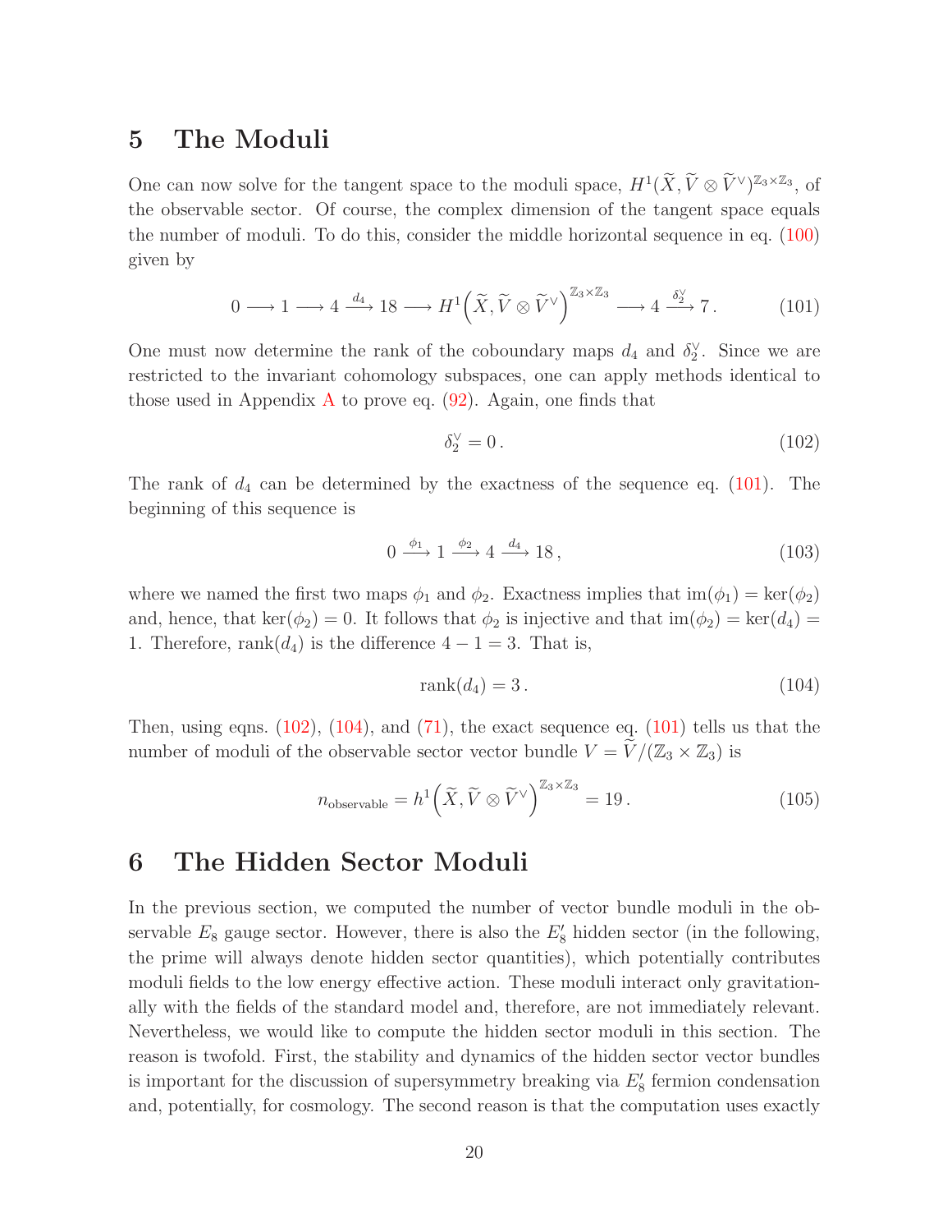# 5 The Moduli

One can now solve for the tangent space to the moduli space, $H^1(\widetilde{X}, \widetilde{V} \otimes \widetilde{V}^\vee)^{\mathbb{Z}_3\times\mathbb{Z}_3}$, of the observable sector. Of course, the complex dimension of the tangent space equals the number of moduli. To do this, consider the middle horizontal sequence in eq. (100) given by

$$0 \longrightarrow 1 \longrightarrow 4 \xrightarrow{d_4} 18 \longrightarrow H^1\Big(\widetilde{X}, \widetilde{V} \otimes \widetilde{V}^\vee\Big)^{\mathbb{Z}_3\times\mathbb{Z}_3} \longrightarrow 4 \xrightarrow{\delta_2^\vee} 7\,. \tag{101}$$

One must now determine the rank of the coboundary maps $d_4$ and $\delta_2^\vee$. Since we are restricted to the invariant cohomology subspaces, one can apply methods identical to those used in Appendix A to prove eq. (92). Again, one finds that

$$\delta_2^\vee = 0\,. \tag{102}$$

The rank of $d_4$ can be determined by the exactness of the sequence eq. (101). The beginning of this sequence is

$$0 \xrightarrow{\phi_1} 1 \xrightarrow{\phi_2} 4 \xrightarrow{d_4} 18\,, \tag{103}$$

where we named the first two maps $\phi_1$ and $\phi_2$. Exactness implies that $\text{im}(\phi_1) = \ker(\phi_2)$ and, hence, that $\ker(\phi_2) = 0$. It follows that $\phi_2$ is injective and that $\text{im}(\phi_2) = \ker(d_4) = 1$. Therefore, $\text{rank}(d_4)$ is the difference $4 - 1 = 3$. That is,

$$\text{rank}(d_4) = 3\,. \tag{104}$$

Then, using eqns. (102), (104), and (71), the exact sequence eq. (101) tells us that the number of moduli of the observable sector vector bundle $V = \widetilde{V}/(\mathbb{Z}_3 \times \mathbb{Z}_3)$ is

$$n_{\text{observable}} = h^1\Big(\widetilde{X}, \widetilde{V} \otimes \widetilde{V}^\vee\Big)^{\mathbb{Z}_3\times\mathbb{Z}_3} = 19\,. \tag{105}$$

# 6 The Hidden Sector Moduli

In the previous section, we computed the number of vector bundle moduli in the observable $E_8$ gauge sector. However, there is also the $E_8'$ hidden sector (in the following, the prime will always denote hidden sector quantities), which potentially contributes moduli fields to the low energy effective action. These moduli interact only gravitationally with the fields of the standard model and, therefore, are not immediately relevant. Nevertheless, we would like to compute the hidden sector moduli in this section. The reason is twofold. First, the stability and dynamics of the hidden sector vector bundles is important for the discussion of supersymmetry breaking via $E_8'$ fermion condensation and, potentially, for cosmology. The second reason is that the computation uses exactly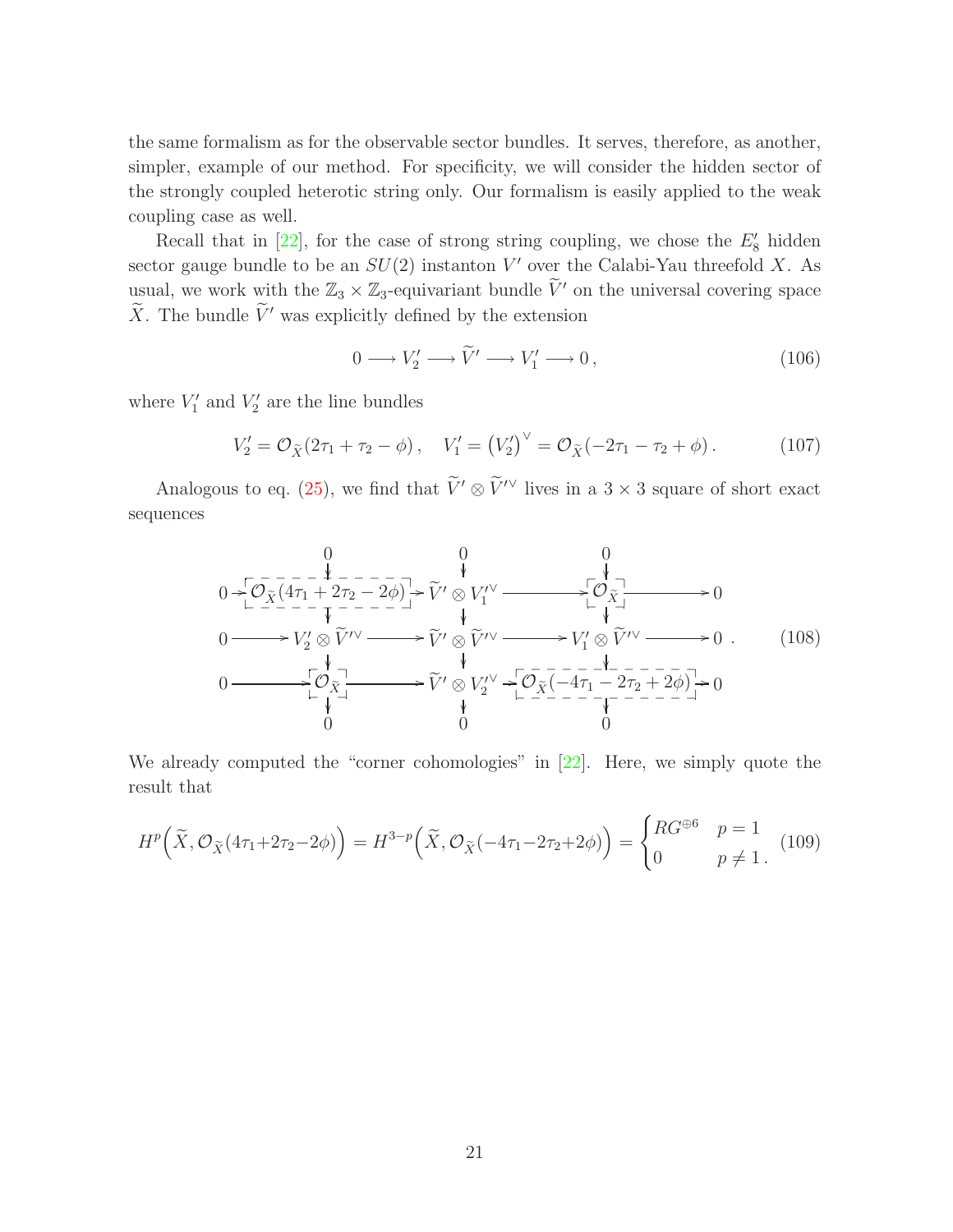the same formalism as for the observable sector bundles. It serves, therefore, as another, simpler, example of our method. For specificity, we will consider the hidden sector of the strongly coupled heterotic string only. Our formalism is easily applied to the weak coupling case as well.

Recall that in [22], for the case of strong string coupling, we chose the $E_8'$ hidden sector gauge bundle to be an $SU(2)$ instanton $V'$ over the Calabi-Yau threefold $X$. As usual, we work with the $\mathbb{Z}_3 \times \mathbb{Z}_3$-equivariant bundle $\widetilde{V}'$ on the universal covering space $\widetilde{X}$. The bundle $\widetilde{V}'$ was explicitly defined by the extension

$$0 \longrightarrow V_2' \longrightarrow \widetilde{V}' \longrightarrow V_1' \longrightarrow 0\,, \tag{106}$$

where $V_1'$ and $V_2'$ are the line bundles

$$V_2' = \mathcal{O}_{\widetilde{X}}(2\tau_1 + \tau_2 - \phi)\,, \quad V_1' = \big(V_2'\big)^\vee = \mathcal{O}_{\widetilde{X}}(-2\tau_1 - \tau_2 + \phi)\,. \tag{107}$$

Analogous to eq. (25), we find that $\widetilde{V}' \otimes \widetilde{V}'^\vee$ lives in a $3 \times 3$ square of short exact sequences

$$\begin{array}{ccccccccc}
 & & 0 & & 0 & & 0 & & \\
 & & \downarrow & & \downarrow & & \downarrow & & \\
0 & \to & \boxed{\mathcal{O}_{\widetilde{X}}(4\tau_1 + 2\tau_2 - 2\phi)} & \to & \widetilde{V}' \otimes V_1'^\vee & \to & \boxed{\mathcal{O}_{\widetilde{X}}} & \to & 0 \\
 & & \downarrow & & \downarrow & & \downarrow & & \\
0 & \to & V_2' \otimes \widetilde{V}'^\vee & \to & \widetilde{V}' \otimes \widetilde{V}'^\vee & \to & V_1' \otimes \widetilde{V}'^\vee & \to & 0 \\
 & & \downarrow & & \downarrow & & \downarrow & & \\
0 & \to & \boxed{\mathcal{O}_{\widetilde{X}}} & \to & \widetilde{V}' \otimes V_2'^\vee & \to & \boxed{\mathcal{O}_{\widetilde{X}}(-4\tau_1 - 2\tau_2 + 2\phi)} & \to & 0 \\
 & & \downarrow & & \downarrow & & \downarrow & & \\
 & & 0 & & 0 & & 0 & &
\end{array} \tag{108}$$

We already computed the "corner cohomologies" in [22]. Here, we simply quote the result that

$$H^p\Big(\widetilde{X}, \mathcal{O}_{\widetilde{X}}(4\tau_1{+}2\tau_2{-}2\phi)\Big) = H^{3-p}\Big(\widetilde{X}, \mathcal{O}_{\widetilde{X}}(-4\tau_1{-}2\tau_2{+}2\phi)\Big) = \begin{cases} RG^{\oplus 6} & p = 1 \\ 0 & p \neq 1\,. \end{cases} \tag{109}$$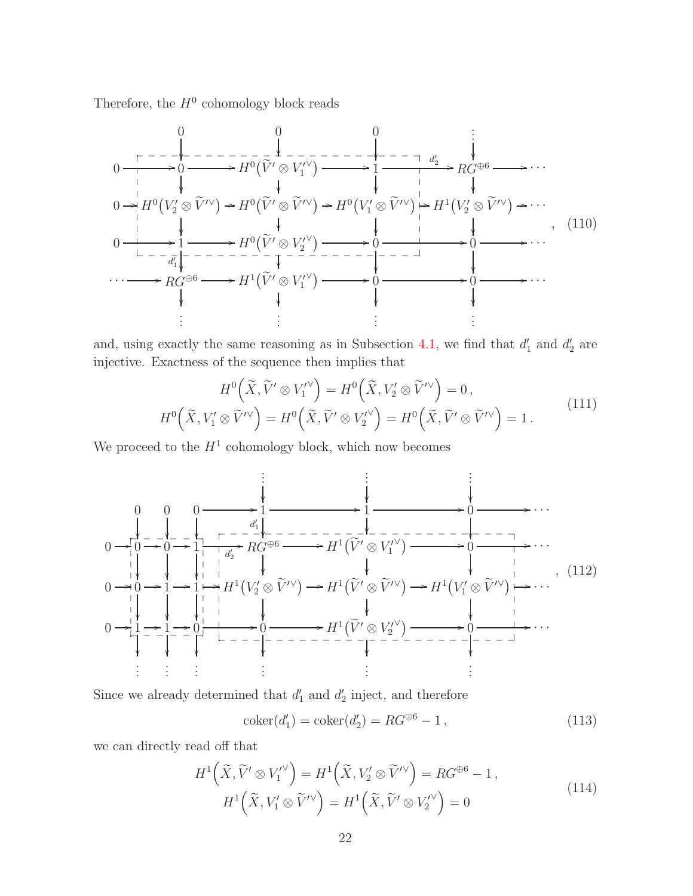Therefore, the $H^0$ cohomology block reads

$$
\begin{array}{ccccccccc}
 & & 0 & & 0 & & 0 & & \vdots \\
 & & \downarrow & & \downarrow & & \downarrow & & \downarrow \\
0 & \to & 0 & \to & H^0\big(\widetilde{V}' \otimes V_1'^{\vee}\big) & \to & 1 & \xrightarrow{d_2'} & RG^{\oplus 6} \to \cdots \\
 & & \downarrow & & \downarrow & & \downarrow & & \downarrow \\
0 & \to & H^0\big(V_2' \otimes \widetilde{V}'^{\vee}\big) & \to & H^0\big(\widetilde{V}' \otimes \widetilde{V}'^{\vee}\big) & \to & H^0\big(V_1' \otimes \widetilde{V}'^{\vee}\big) & \to & H^1\big(V_2' \otimes \widetilde{V}'^{\vee}\big) \to \cdots \\
 & & \downarrow & & \downarrow & & \downarrow & & \downarrow \\
0 & \to & 1 & \to & H^0\big(\widetilde{V}' \otimes V_2'^{\vee}\big) & \to & 0 & \to & 0 \to \cdots \\
 & & \downarrow d_1' & & \downarrow & & \downarrow & & \downarrow \\
\cdots & \to & RG^{\oplus 6} & \to & H^1\big(\widetilde{V}' \otimes V_1'^{\vee}\big) & \to & 0 & \to & 0 \to \cdots \\
 & & \downarrow & & \downarrow & & \downarrow & & \downarrow \\
 & & \vdots & & \vdots & & \vdots & & \vdots
\end{array}
\quad , \quad (110)
$$

and, using exactly the same reasoning as in Subsection 4.1, we find that $d_1'$ and $d_2'$ are injective. Exactness of the sequence then implies that

$$
\begin{gathered}
H^0\Big(\widetilde{X}, \widetilde{V}' \otimes V_1'^{\vee}\Big) = H^0\Big(\widetilde{X}, V_2' \otimes \widetilde{V}'^{\vee}\Big) = 0\,, \\
H^0\Big(\widetilde{X}, V_1' \otimes \widetilde{V}'^{\vee}\Big) = H^0\Big(\widetilde{X}, \widetilde{V}' \otimes V_2'^{\vee}\Big) = H^0\Big(\widetilde{X}, \widetilde{V}' \otimes \widetilde{V}'^{\vee}\Big) = 1\,.
\end{gathered}
\tag{111}
$$

We proceed to the $H^1$ cohomology block, which now becomes

$$
\begin{array}{ccccccccccccc}
 & & & & & & \vdots & & \vdots & & \vdots & & \\
 & & & & & & \downarrow & & \downarrow & & \downarrow & & \\
 & & 0 & & 0 & & 0 \to 1 & \to & 1 & \to & 0 & \to & \cdots \\
 & & \downarrow & & \downarrow & & \downarrow \quad \downarrow d_1' & & \downarrow & & \downarrow & & \\
0 & \to & 0 & \to & 0 & \to & 1 \xrightarrow{d_2'} RG^{\oplus 6} & \to & H^1\big(\widetilde{V}' \otimes V_1'^{\vee}\big) & \to & 0 & \to & \cdots \\
 & & \downarrow & & \downarrow & & \downarrow \quad \downarrow & & \downarrow & & \downarrow & & \\
0 & \to & 0 & \to & 1 & \to & 1 \to H^1\big(V_2' \otimes \widetilde{V}'^{\vee}\big) & \to & H^1\big(\widetilde{V}' \otimes \widetilde{V}'^{\vee}\big) & \to & H^1\big(V_1' \otimes \widetilde{V}'^{\vee}\big) & \to & \cdots \\
 & & \downarrow & & \downarrow & & \downarrow \quad \downarrow & & \downarrow & & \downarrow & & \\
0 & \to & 1 & \to & 1 & \to & 0 \to 0 & \to & H^1\big(\widetilde{V}' \otimes V_2'^{\vee}\big) & \to & 0 & \to & \cdots \\
 & & \downarrow & & \downarrow & & \downarrow \quad \downarrow & & \downarrow & & \downarrow & & \\
 & & \vdots & & \vdots & & \vdots \quad \vdots & & \vdots & & \vdots & &
\end{array}
\quad , \quad (112)
$$

Since we already determined that $d_1'$ and $d_2'$ inject, and therefore

$$
\operatorname{coker}(d_1') = \operatorname{coker}(d_2') = RG^{\oplus 6} - 1\,,
\tag{113}
$$

we can directly read off that

$$
\begin{gathered}
H^1\Big(\widetilde{X}, \widetilde{V}' \otimes V_1'^{\vee}\Big) = H^1\Big(\widetilde{X}, V_2' \otimes \widetilde{V}'^{\vee}\Big) = RG^{\oplus 6} - 1\,, \\
H^1\Big(\widetilde{X}, V_1' \otimes \widetilde{V}'^{\vee}\Big) = H^1\Big(\widetilde{X}, \widetilde{V}' \otimes V_2'^{\vee}\Big) = 0
\end{gathered}
\tag{114}
$$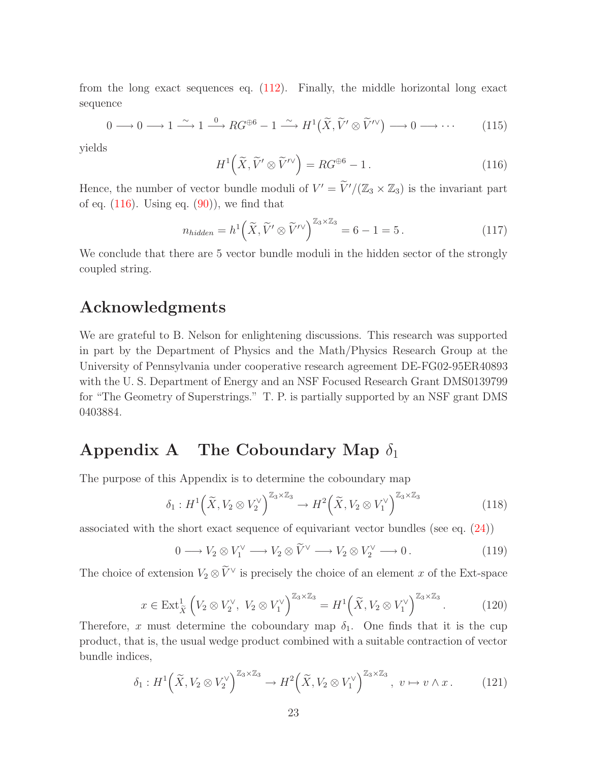from the long exact sequences eq. (112). Finally, the middle horizontal long exact sequence

$$0 \longrightarrow 0 \longrightarrow 1 \overset{\sim}{\longrightarrow} 1 \overset{0}{\longrightarrow} RG^{\oplus 6} - 1 \overset{\sim}{\longrightarrow} H^1\Big(\widetilde{X}, \widetilde{V}' \otimes \widetilde{V}'^{\vee}\Big) \longrightarrow 0 \longrightarrow \cdots \tag{115}$$

yields

$$H^1\Big(\widetilde{X}, \widetilde{V}' \otimes \widetilde{V}'^{\vee}\Big) = RG^{\oplus 6} - 1\,. \tag{116}$$

Hence, the number of vector bundle moduli of $V' = \widetilde{V}'/(\mathbb{Z}_3 \times \mathbb{Z}_3)$ is the invariant part of eq. (116). Using eq. (90)), we find that

$$n_{hidden} = h^1\Big(\widetilde{X}, \widetilde{V}' \otimes \widetilde{V}'^{\vee}\Big)^{\mathbb{Z}_3 \times \mathbb{Z}_3} = 6 - 1 = 5\,. \tag{117}$$

We conclude that there are 5 vector bundle moduli in the hidden sector of the strongly coupled string.

## Acknowledgments

We are grateful to B. Nelson for enlightening discussions. This research was supported in part by the Department of Physics and the Math/Physics Research Group at the University of Pennsylvania under cooperative research agreement DE-FG02-95ER40893 with the U. S. Department of Energy and an NSF Focused Research Grant DMS0139799 for "The Geometry of Superstrings." T. P. is partially supported by an NSF grant DMS 0403884.

## Appendix A The Coboundary Map $\delta_1$

The purpose of this Appendix is to determine the coboundary map

$$\delta_1 : H^1\Big(\widetilde{X}, V_2 \otimes V_2^{\vee}\Big)^{\mathbb{Z}_3 \times \mathbb{Z}_3} \to H^2\Big(\widetilde{X}, V_2 \otimes V_1^{\vee}\Big)^{\mathbb{Z}_3 \times \mathbb{Z}_3} \tag{118}$$

associated with the short exact sequence of equivariant vector bundles (see eq. (24))

$$0 \longrightarrow V_2 \otimes V_1^{\vee} \longrightarrow V_2 \otimes \widetilde{V}^{\vee} \longrightarrow V_2 \otimes V_2^{\vee} \longrightarrow 0\,. \tag{119}$$

The choice of extension $V_2 \otimes \widetilde{V}^{\vee}$ is precisely the choice of an element $x$ of the Ext-space

$$x \in \operatorname{Ext}^1_{\widetilde{X}}\Big(V_2 \otimes V_2^{\vee},\ V_2 \otimes V_1^{\vee}\Big)^{\mathbb{Z}_3 \times \mathbb{Z}_3} = H^1\Big(\widetilde{X}, V_2 \otimes V_1^{\vee}\Big)^{\mathbb{Z}_3 \times \mathbb{Z}_3}\,. \tag{120}$$

Therefore, $x$ must determine the coboundary map $\delta_1$. One finds that it is the cup product, that is, the usual wedge product combined with a suitable contraction of vector bundle indices,

$$\delta_1 : H^1\Big(\widetilde{X}, V_2 \otimes V_2^{\vee}\Big)^{\mathbb{Z}_3 \times \mathbb{Z}_3} \to H^2\Big(\widetilde{X}, V_2 \otimes V_1^{\vee}\Big)^{\mathbb{Z}_3 \times \mathbb{Z}_3},\ v \mapsto v \wedge x\,. \tag{121}$$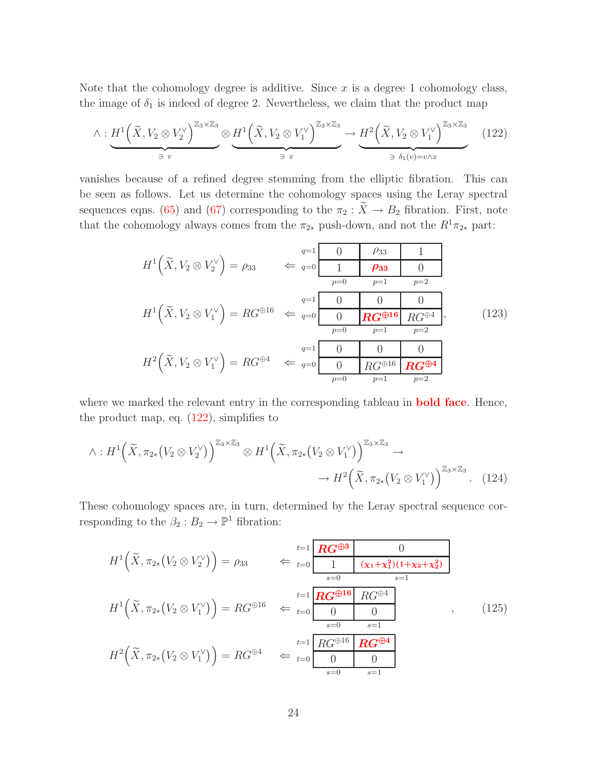Note that the cohomology degree is additive. Since $x$ is a degree 1 cohomology class, the image of $\delta_1$ is indeed of degree 2. Nevertheless, we claim that the product map

$$\wedge : \underbrace{H^1\Big(\widetilde{X}, V_2 \otimes V_2^\vee\Big)^{\mathbb{Z}_3\times\mathbb{Z}_3}}_{\ni\ v} \otimes \underbrace{H^1\Big(\widetilde{X}, V_2 \otimes V_1^\vee\Big)^{\mathbb{Z}_3\times\mathbb{Z}_3}}_{\ni\ x} \to \underbrace{H^2\Big(\widetilde{X}, V_2 \otimes V_1^\vee\Big)^{\mathbb{Z}_3\times\mathbb{Z}_3}}_{\ni\ \delta_1(v)=v\wedge x} \tag{122}$$

vanishes because of a refined degree stemming from the elliptic fibration. This can be seen as follows. Let us determine the cohomology spaces using the Leray spectral sequences eqns. (65) and (67) corresponding to the $\pi_2 : \widetilde{X} \to B_2$ fibration. First, note that the cohomology always comes from the $\pi_{2*}$ push-down, and not the $R^1\pi_{2*}$ part:

$$H^1\Big(\widetilde{X}, V_2 \otimes V_2^\vee\Big) = \rho_{33} \quad \Leftarrow \quad \begin{array}{c|c|c|c|} q=1 & 0 & \rho_{33} & 1 \\ \hline q=0 & 1 & \boldsymbol{\rho_{33}} & 0 \\ \hline & p=0 & p=1 & p=2 \end{array}$$

$$H^1\Big(\widetilde{X}, V_2 \otimes V_1^\vee\Big) = RG^{\oplus 16} \quad \Leftarrow \quad \begin{array}{c|c|c|c|} q=1 & 0 & 0 & 0 \\ \hline q=0 & 0 & \boldsymbol{RG^{\oplus 16}} & RG^{\oplus 4} \\ \hline & p=0 & p=1 & p=2 \end{array}, \tag{123}$$

$$H^2\Big(\widetilde{X}, V_2 \otimes V_1^\vee\Big) = RG^{\oplus 4} \quad \Leftarrow \quad \begin{array}{c|c|c|c|} q=1 & 0 & 0 & 0 \\ \hline q=0 & 0 & RG^{\oplus 16} & \boldsymbol{RG^{\oplus 4}} \\ \hline & p=0 & p=1 & p=2 \end{array}$$

where we marked the relevant entry in the corresponding tableau in **bold face**. Hence, the product map, eq. (122), simplifies to

$$\wedge : H^1\Big(\widetilde{X}, \pi_{2*}\big(V_2 \otimes V_2^\vee\big)\Big)^{\mathbb{Z}_3\times\mathbb{Z}_3} \otimes H^1\Big(\widetilde{X}, \pi_{2*}\big(V_2 \otimes V_1^\vee\big)\Big)^{\mathbb{Z}_3\times\mathbb{Z}_3} \to \\ \to H^2\Big(\widetilde{X}, \pi_{2*}\big(V_2 \otimes V_1^\vee\big)\Big)^{\mathbb{Z}_3\times\mathbb{Z}_3}. \tag{124}$$

These cohomology spaces are, in turn, determined by the Leray spectral sequence corresponding to the $\beta_2 : B_2 \to \mathbb{P}^1$ fibration:

$$H^1\Big(\widetilde{X}, \pi_{2*}\big(V_2 \otimes V_2^\vee\big)\Big) = \rho_{33} \quad \Leftarrow \quad \begin{array}{c|c|c|} t=1 & \boldsymbol{RG^{\oplus 3}} & 0 \\ \hline t=0 & 1 & \boldsymbol{(\chi_1+\chi_1^2)(1+\chi_2+\chi_2^2)} \\ \hline & s=0 & s=1 \end{array}$$

$$H^1\Big(\widetilde{X}, \pi_{2*}\big(V_2 \otimes V_1^\vee\big)\Big) = RG^{\oplus 16} \quad \Leftarrow \quad \begin{array}{c|c|c|} t=1 & \boldsymbol{RG^{\oplus 16}} & RG^{\oplus 4} \\ \hline t=0 & 0 & 0 \\ \hline & s=0 & s=1 \end{array}, \tag{125}$$

$$H^2\Big(\widetilde{X}, \pi_{2*}\big(V_2 \otimes V_1^\vee\big)\Big) = RG^{\oplus 4} \quad \Leftarrow \quad \begin{array}{c|c|c|} t=1 & RG^{\oplus 16} & \boldsymbol{RG^{\oplus 4}} \\ \hline t=0 & 0 & 0 \\ \hline & s=0 & s=1 \end{array}$$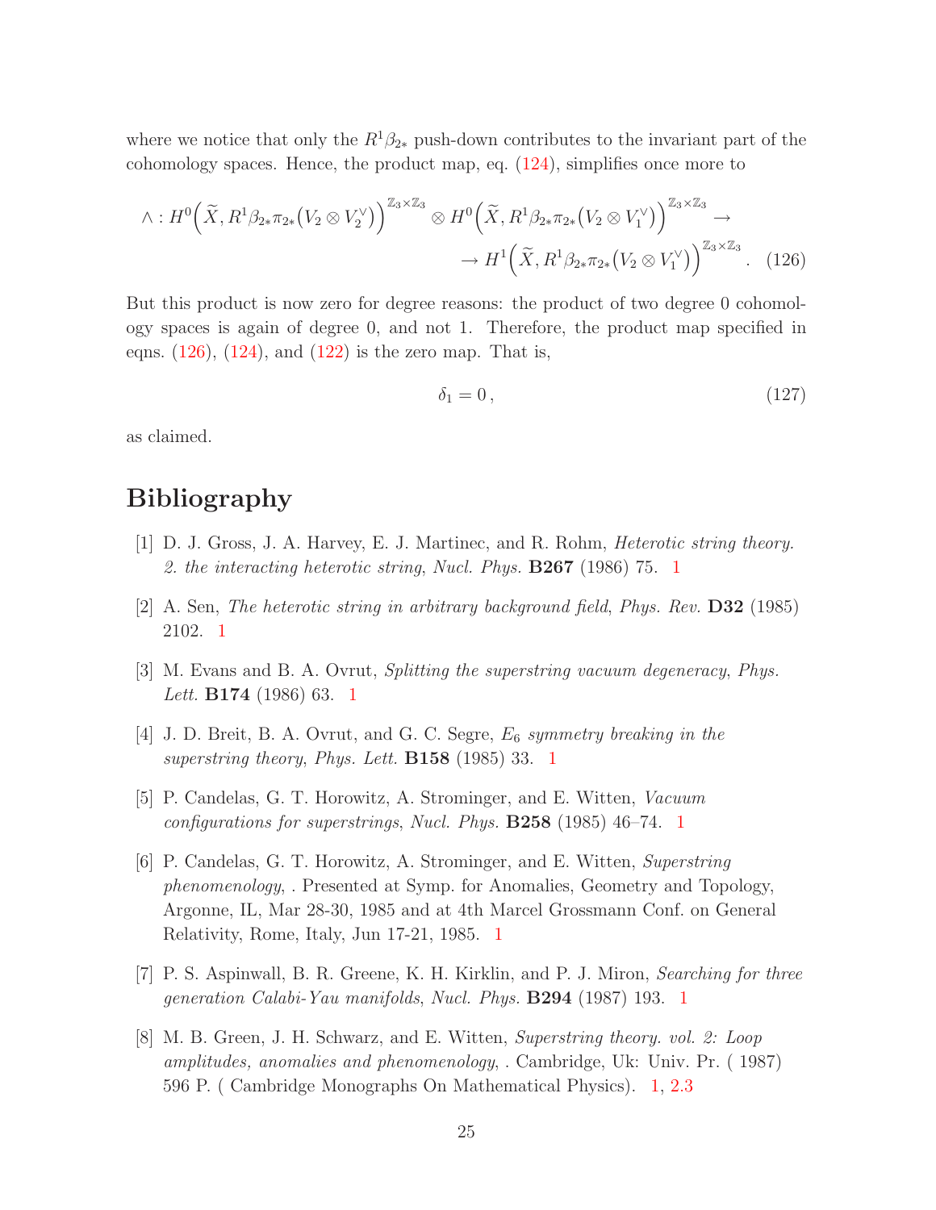where we notice that only the $R^1\beta_{2*}$ push-down contributes to the invariant part of the cohomology spaces. Hence, the product map, eq. (124), simplifies once more to

$$\wedge : H^0\Big(\widetilde{X}, R^1\beta_{2*}\pi_{2*}\big(V_2 \otimes V_2^\vee\big)\Big)^{\mathbb{Z}_3\times\mathbb{Z}_3} \otimes H^0\Big(\widetilde{X}, R^1\beta_{2*}\pi_{2*}\big(V_2 \otimes V_1^\vee\big)\Big)^{\mathbb{Z}_3\times\mathbb{Z}_3} \to$$
$$\to H^1\Big(\widetilde{X}, R^1\beta_{2*}\pi_{2*}\big(V_2 \otimes V_1^\vee\big)\Big)^{\mathbb{Z}_3\times\mathbb{Z}_3}. \quad (126)$$

But this product is now zero for degree reasons: the product of two degree 0 cohomology spaces is again of degree 0, and not 1. Therefore, the product map specified in eqns. (126), (124), and (122) is the zero map. That is,

$$\delta_1 = 0\,, \quad (127)$$

as claimed.

# Bibliography

[1] D. J. Gross, J. A. Harvey, E. J. Martinec, and R. Rohm, *Heterotic string theory. 2. the interacting heterotic string*, *Nucl. Phys.* **B267** (1986) 75. 1

[2] A. Sen, *The heterotic string in arbitrary background field*, *Phys. Rev.* **D32** (1985) 2102. 1

[3] M. Evans and B. A. Ovrut, *Splitting the superstring vacuum degeneracy*, *Phys. Lett.* **B174** (1986) 63. 1

[4] J. D. Breit, B. A. Ovrut, and G. C. Segre, *$E_6$ symmetry breaking in the superstring theory*, *Phys. Lett.* **B158** (1985) 33. 1

[5] P. Candelas, G. T. Horowitz, A. Strominger, and E. Witten, *Vacuum configurations for superstrings*, *Nucl. Phys.* **B258** (1985) 46–74. 1

[6] P. Candelas, G. T. Horowitz, A. Strominger, and E. Witten, *Superstring phenomenology*, . Presented at Symp. for Anomalies, Geometry and Topology, Argonne, IL, Mar 28-30, 1985 and at 4th Marcel Grossmann Conf. on General Relativity, Rome, Italy, Jun 17-21, 1985. 1

[7] P. S. Aspinwall, B. R. Greene, K. H. Kirklin, and P. J. Miron, *Searching for three generation Calabi-Yau manifolds*, *Nucl. Phys.* **B294** (1987) 193. 1

[8] M. B. Green, J. H. Schwarz, and E. Witten, *Superstring theory. vol. 2: Loop amplitudes, anomalies and phenomenology*, . Cambridge, Uk: Univ. Pr. ( 1987) 596 P. ( Cambridge Monographs On Mathematical Physics). 1, 2.3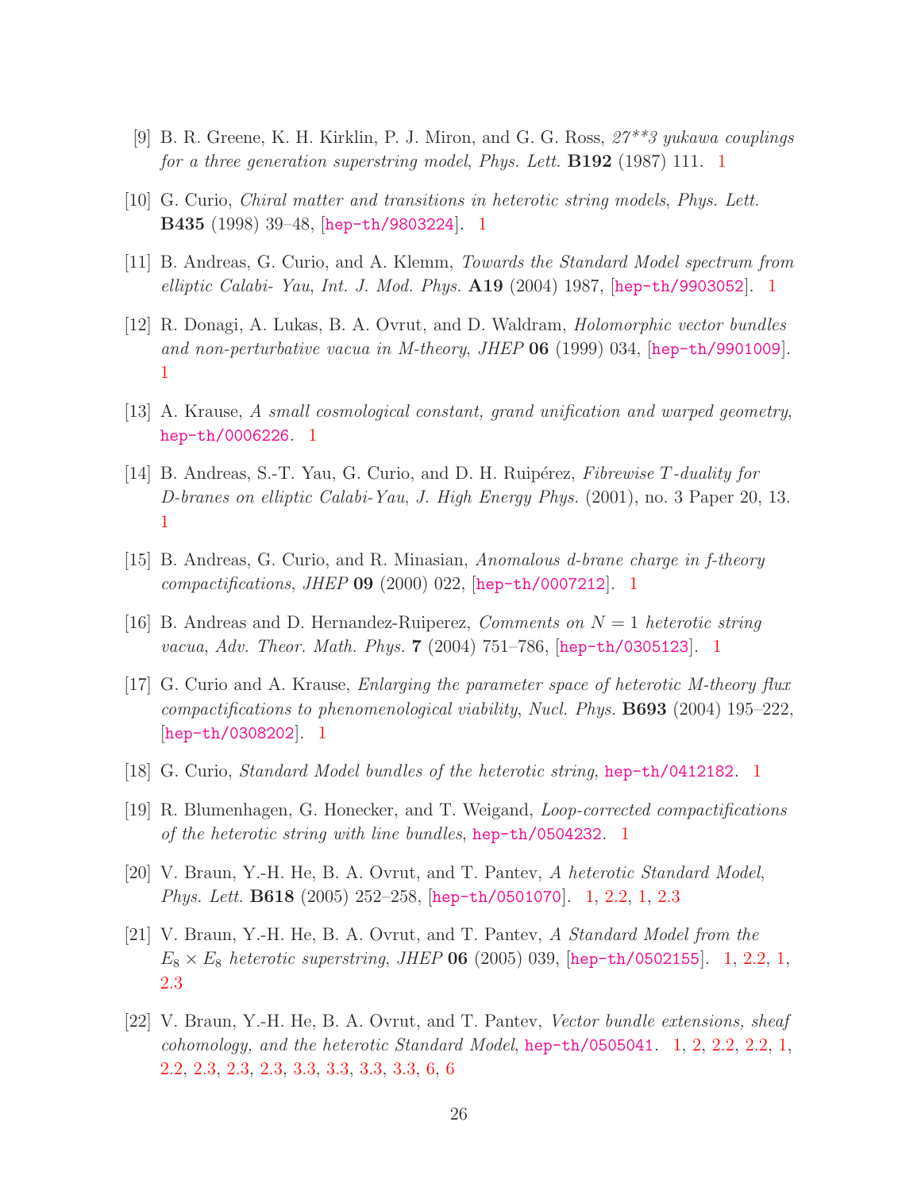[9] B. R. Greene, K. H. Kirklin, P. J. Miron, and G. G. Ross, *27**3 yukawa couplings for a three generation superstring model*, *Phys. Lett.* **B192** (1987) 111. 1

[10] G. Curio, *Chiral matter and transitions in heterotic string models*, *Phys. Lett.* **B435** (1998) 39–48, [hep-th/9803224]. 1

[11] B. Andreas, G. Curio, and A. Klemm, *Towards the Standard Model spectrum from elliptic Calabi- Yau*, *Int. J. Mod. Phys.* **A19** (2004) 1987, [hep-th/9903052]. 1

[12] R. Donagi, A. Lukas, B. A. Ovrut, and D. Waldram, *Holomorphic vector bundles and non-perturbative vacua in M-theory*, *JHEP* **06** (1999) 034, [hep-th/9901009]. 1

[13] A. Krause, *A small cosmological constant, grand unification and warped geometry*, hep-th/0006226. 1

[14] B. Andreas, S.-T. Yau, G. Curio, and D. H. Ruipérez, *Fibrewise T-duality for D-branes on elliptic Calabi-Yau*, *J. High Energy Phys.* (2001), no. 3 Paper 20, 13. 1

[15] B. Andreas, G. Curio, and R. Minasian, *Anomalous d-brane charge in f-theory compactifications*, *JHEP* **09** (2000) 022, [hep-th/0007212]. 1

[16] B. Andreas and D. Hernandez-Ruiperez, *Comments on $N = 1$ heterotic string vacua*, *Adv. Theor. Math. Phys.* **7** (2004) 751–786, [hep-th/0305123]. 1

[17] G. Curio and A. Krause, *Enlarging the parameter space of heterotic M-theory flux compactifications to phenomenological viability*, *Nucl. Phys.* **B693** (2004) 195–222, [hep-th/0308202]. 1

[18] G. Curio, *Standard Model bundles of the heterotic string*, hep-th/0412182. 1

[19] R. Blumenhagen, G. Honecker, and T. Weigand, *Loop-corrected compactifications of the heterotic string with line bundles*, hep-th/0504232. 1

[20] V. Braun, Y.-H. He, B. A. Ovrut, and T. Pantev, *A heterotic Standard Model*, *Phys. Lett.* **B618** (2005) 252–258, [hep-th/0501070]. 1, 2.2, 1, 2.3

[21] V. Braun, Y.-H. He, B. A. Ovrut, and T. Pantev, *A Standard Model from the $E_8 \times E_8$ heterotic superstring*, *JHEP* **06** (2005) 039, [hep-th/0502155]. 1, 2.2, 1, 2.3

[22] V. Braun, Y.-H. He, B. A. Ovrut, and T. Pantev, *Vector bundle extensions, sheaf cohomology, and the heterotic Standard Model*, hep-th/0505041. 1, 2, 2.2, 2.2, 1, 2.2, 2.3, 2.3, 2.3, 3.3, 3.3, 3.3, 3.3, 6, 6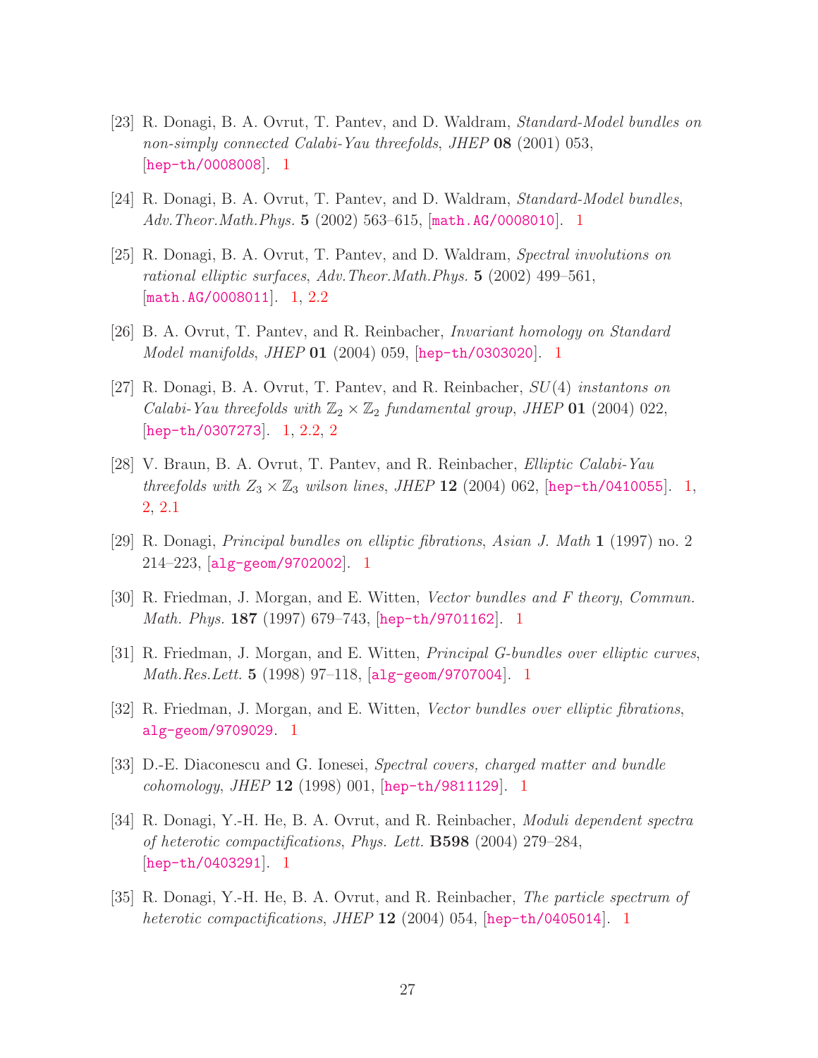[23] R. Donagi, B. A. Ovrut, T. Pantev, and D. Waldram, *Standard-Model bundles on non-simply connected Calabi-Yau threefolds*, *JHEP* **08** (2001) 053, [hep-th/0008008]. 1

[24] R. Donagi, B. A. Ovrut, T. Pantev, and D. Waldram, *Standard-Model bundles*, *Adv.Theor.Math.Phys.* **5** (2002) 563–615, [math.AG/0008010]. 1

[25] R. Donagi, B. A. Ovrut, T. Pantev, and D. Waldram, *Spectral involutions on rational elliptic surfaces*, *Adv.Theor.Math.Phys.* **5** (2002) 499–561, [math.AG/0008011]. 1, 2.2

[26] B. A. Ovrut, T. Pantev, and R. Reinbacher, *Invariant homology on Standard Model manifolds*, *JHEP* **01** (2004) 059, [hep-th/0303020]. 1

[27] R. Donagi, B. A. Ovrut, T. Pantev, and R. Reinbacher, *$SU(4)$ instantons on Calabi-Yau threefolds with $\mathbb{Z}_2 \times \mathbb{Z}_2$ fundamental group*, *JHEP* **01** (2004) 022, [hep-th/0307273]. 1, 2.2, 2

[28] V. Braun, B. A. Ovrut, T. Pantev, and R. Reinbacher, *Elliptic Calabi-Yau threefolds with $Z_3 \times \mathbb{Z}_3$ wilson lines*, *JHEP* **12** (2004) 062, [hep-th/0410055]. 1, 2, 2.1

[29] R. Donagi, *Principal bundles on elliptic fibrations*, *Asian J. Math* **1** (1997) no. 2 214–223, [alg-geom/9702002]. 1

[30] R. Friedman, J. Morgan, and E. Witten, *Vector bundles and F theory*, *Commun. Math. Phys.* **187** (1997) 679–743, [hep-th/9701162]. 1

[31] R. Friedman, J. Morgan, and E. Witten, *Principal G-bundles over elliptic curves*, *Math.Res.Lett.* **5** (1998) 97–118, [alg-geom/9707004]. 1

[32] R. Friedman, J. Morgan, and E. Witten, *Vector bundles over elliptic fibrations*, alg-geom/9709029. 1

[33] D.-E. Diaconescu and G. Ionesei, *Spectral covers, charged matter and bundle cohomology*, *JHEP* **12** (1998) 001, [hep-th/9811129]. 1

[34] R. Donagi, Y.-H. He, B. A. Ovrut, and R. Reinbacher, *Moduli dependent spectra of heterotic compactifications*, *Phys. Lett.* **B598** (2004) 279–284, [hep-th/0403291]. 1

[35] R. Donagi, Y.-H. He, B. A. Ovrut, and R. Reinbacher, *The particle spectrum of heterotic compactifications*, *JHEP* **12** (2004) 054, [hep-th/0405014]. 1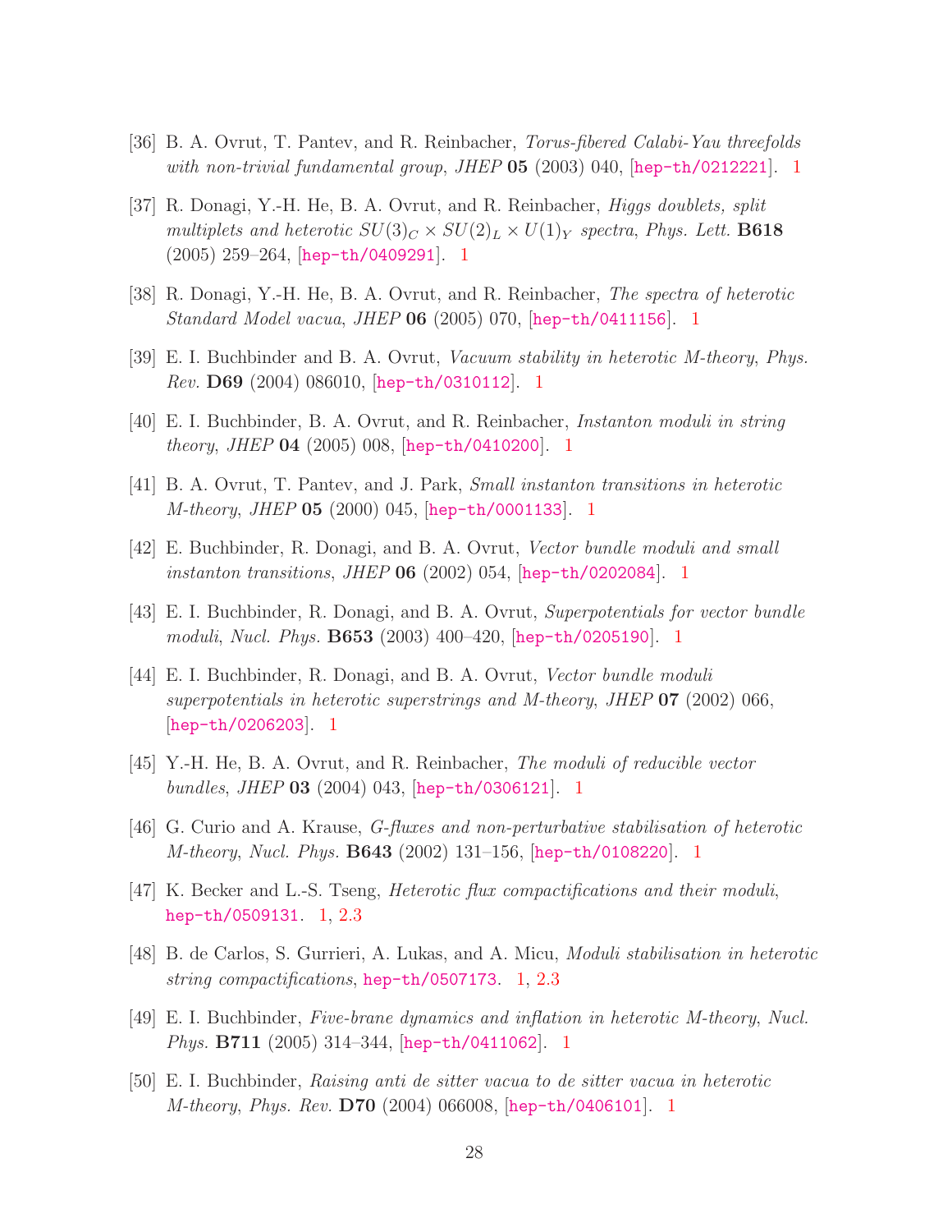[36] B. A. Ovrut, T. Pantev, and R. Reinbacher, *Torus-fibered Calabi-Yau threefolds with non-trivial fundamental group*, *JHEP* **05** (2003) 040, [hep-th/0212221]. 1

[37] R. Donagi, Y.-H. He, B. A. Ovrut, and R. Reinbacher, *Higgs doublets, split multiplets and heterotic $SU(3)_C \times SU(2)_L \times U(1)_Y$ spectra*, *Phys. Lett.* **B618** (2005) 259–264, [hep-th/0409291]. 1

[38] R. Donagi, Y.-H. He, B. A. Ovrut, and R. Reinbacher, *The spectra of heterotic Standard Model vacua*, *JHEP* **06** (2005) 070, [hep-th/0411156]. 1

[39] E. I. Buchbinder and B. A. Ovrut, *Vacuum stability in heterotic M-theory*, *Phys. Rev.* **D69** (2004) 086010, [hep-th/0310112]. 1

[40] E. I. Buchbinder, B. A. Ovrut, and R. Reinbacher, *Instanton moduli in string theory*, *JHEP* **04** (2005) 008, [hep-th/0410200]. 1

[41] B. A. Ovrut, T. Pantev, and J. Park, *Small instanton transitions in heterotic M-theory*, *JHEP* **05** (2000) 045, [hep-th/0001133]. 1

[42] E. Buchbinder, R. Donagi, and B. A. Ovrut, *Vector bundle moduli and small instanton transitions*, *JHEP* **06** (2002) 054, [hep-th/0202084]. 1

[43] E. I. Buchbinder, R. Donagi, and B. A. Ovrut, *Superpotentials for vector bundle moduli*, *Nucl. Phys.* **B653** (2003) 400–420, [hep-th/0205190]. 1

[44] E. I. Buchbinder, R. Donagi, and B. A. Ovrut, *Vector bundle moduli superpotentials in heterotic superstrings and M-theory*, *JHEP* **07** (2002) 066, [hep-th/0206203]. 1

[45] Y.-H. He, B. A. Ovrut, and R. Reinbacher, *The moduli of reducible vector bundles*, *JHEP* **03** (2004) 043, [hep-th/0306121]. 1

[46] G. Curio and A. Krause, *G-fluxes and non-perturbative stabilisation of heterotic M-theory*, *Nucl. Phys.* **B643** (2002) 131–156, [hep-th/0108220]. 1

[47] K. Becker and L.-S. Tseng, *Heterotic flux compactifications and their moduli*, hep-th/0509131. 1, 2.3

[48] B. de Carlos, S. Gurrieri, A. Lukas, and A. Micu, *Moduli stabilisation in heterotic string compactifications*, hep-th/0507173. 1, 2.3

[49] E. I. Buchbinder, *Five-brane dynamics and inflation in heterotic M-theory*, *Nucl. Phys.* **B711** (2005) 314–344, [hep-th/0411062]. 1

[50] E. I. Buchbinder, *Raising anti de sitter vacua to de sitter vacua in heterotic M-theory*, *Phys. Rev.* **D70** (2004) 066008, [hep-th/0406101]. 1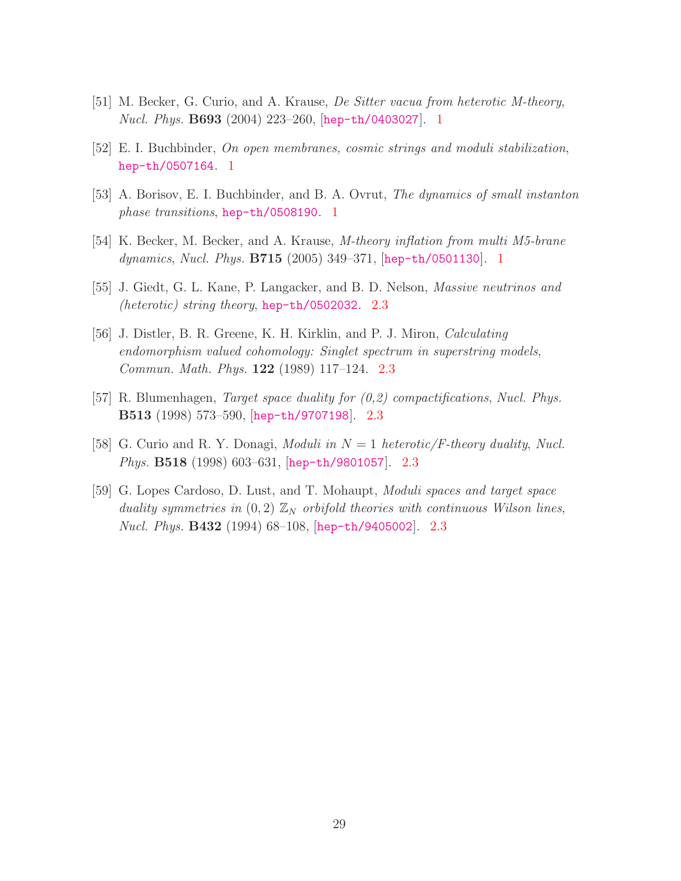[51] M. Becker, G. Curio, and A. Krause, *De Sitter vacua from heterotic M-theory*, *Nucl. Phys.* **B693** (2004) 223–260, [hep-th/0403027]. 1

[52] E. I. Buchbinder, *On open membranes, cosmic strings and moduli stabilization*, hep-th/0507164. 1

[53] A. Borisov, E. I. Buchbinder, and B. A. Ovrut, *The dynamics of small instanton phase transitions*, hep-th/0508190. 1

[54] K. Becker, M. Becker, and A. Krause, *M-theory inflation from multi M5-brane dynamics*, *Nucl. Phys.* **B715** (2005) 349–371, [hep-th/0501130]. 1

[55] J. Giedt, G. L. Kane, P. Langacker, and B. D. Nelson, *Massive neutrinos and (heterotic) string theory*, hep-th/0502032. 2.3

[56] J. Distler, B. R. Greene, K. H. Kirklin, and P. J. Miron, *Calculating endomorphism valued cohomology: Singlet spectrum in superstring models*, *Commun. Math. Phys.* **122** (1989) 117–124. 2.3

[57] R. Blumenhagen, *Target space duality for (0,2) compactifications*, *Nucl. Phys.* **B513** (1998) 573–590, [hep-th/9707198]. 2.3

[58] G. Curio and R. Y. Donagi, *Moduli in $N = 1$ heterotic/F-theory duality*, *Nucl. Phys.* **B518** (1998) 603–631, [hep-th/9801057]. 2.3

[59] G. Lopes Cardoso, D. Lust, and T. Mohaupt, *Moduli spaces and target space duality symmetries in $(0,2)$ $\mathbb{Z}_N$ orbifold theories with continuous Wilson lines*, *Nucl. Phys.* **B432** (1994) 68–108, [hep-th/9405002]. 2.3